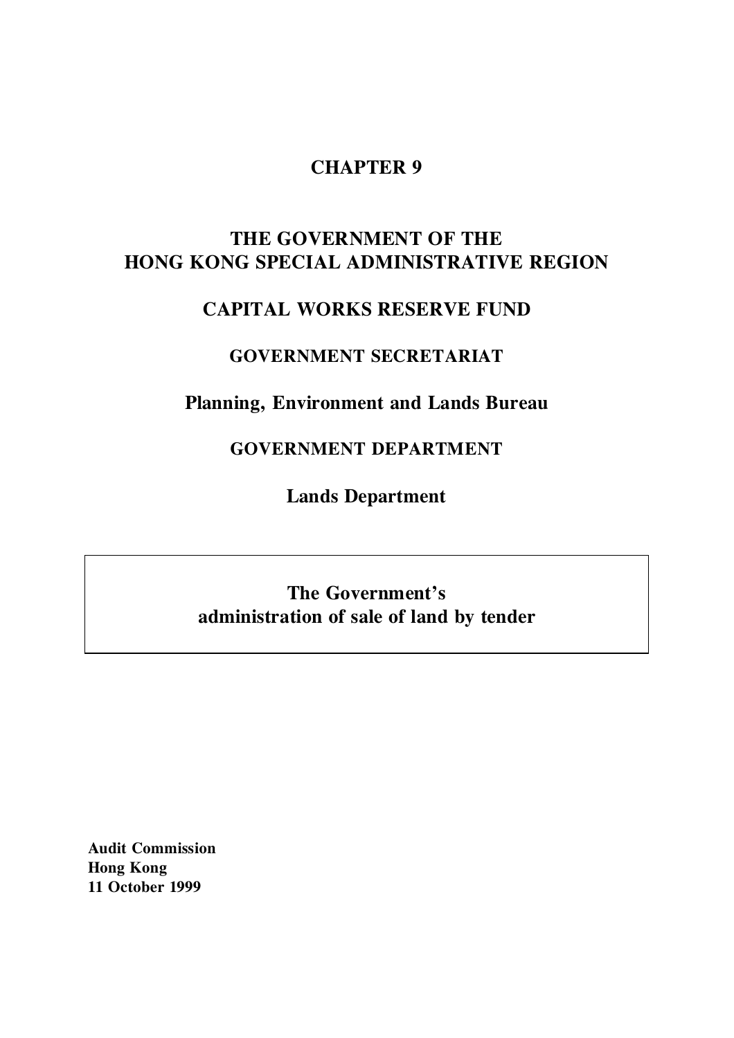# CHAPTER 9

## THE GOVERNMENT OF THE HONG KONG SPECIAL ADMINISTRATIVE REGION

## CAPITAL WORKS RESERVE FUND

### GOVERNMENT SECRETARIAT

### Planning, Environment and Lands Bureau

### GOVERNMENT DEPARTMENT

### Lands Department

**The Government's administration of sale of land by tender**

**Audit Commission**
**Hong Kong**
**11 October 1999**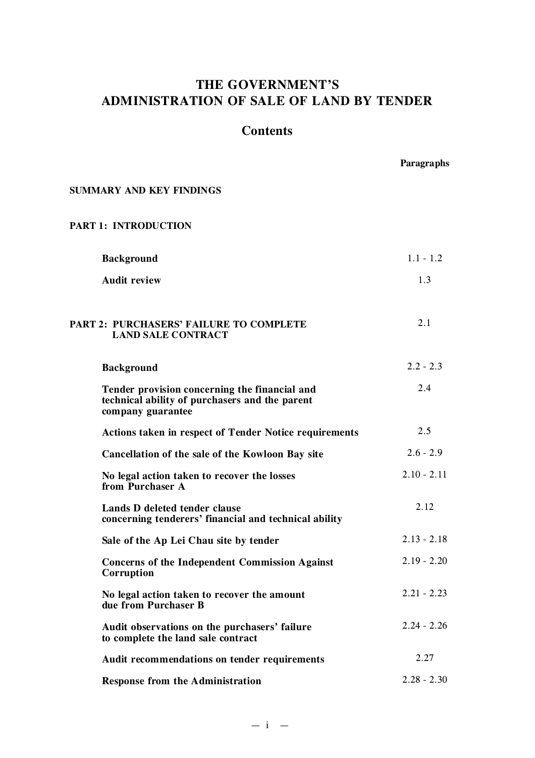# THE GOVERNMENT'S ADMINISTRATION OF SALE OF LAND BY TENDER

## Contents

| | Paragraphs |
|---|---|
| **SUMMARY AND KEY FINDINGS** | |
| **PART 1: INTRODUCTION** | |
| **Background** | 1.1 - 1.2 |
| **Audit review** | 1.3 |
| **PART 2: PURCHASERS' FAILURE TO COMPLETE LAND SALE CONTRACT** | 2.1 |
| **Background** | 2.2 - 2.3 |
| **Tender provision concerning the financial and technical ability of purchasers and the parent company guarantee** | 2.4 |
| **Actions taken in respect of Tender Notice requirements** | 2.5 |
| **Cancellation of the sale of the Kowloon Bay site** | 2.6 - 2.9 |
| **No legal action taken to recover the losses from Purchaser A** | 2.10 - 2.11 |
| **Lands D deleted tender clause concerning tenderers' financial and technical ability** | 2.12 |
| **Sale of the Ap Lei Chau site by tender** | 2.13 - 2.18 |
| **Concerns of the Independent Commission Against Corruption** | 2.19 - 2.20 |
| **No legal action taken to recover the amount due from Purchaser B** | 2.21 - 2.23 |
| **Audit observations on the purchasers' failure to complete the land sale contract** | 2.24 - 2.26 |
| **Audit recommendations on tender requirements** | 2.27 |
| **Response from the Administration** | 2.28 - 2.30 |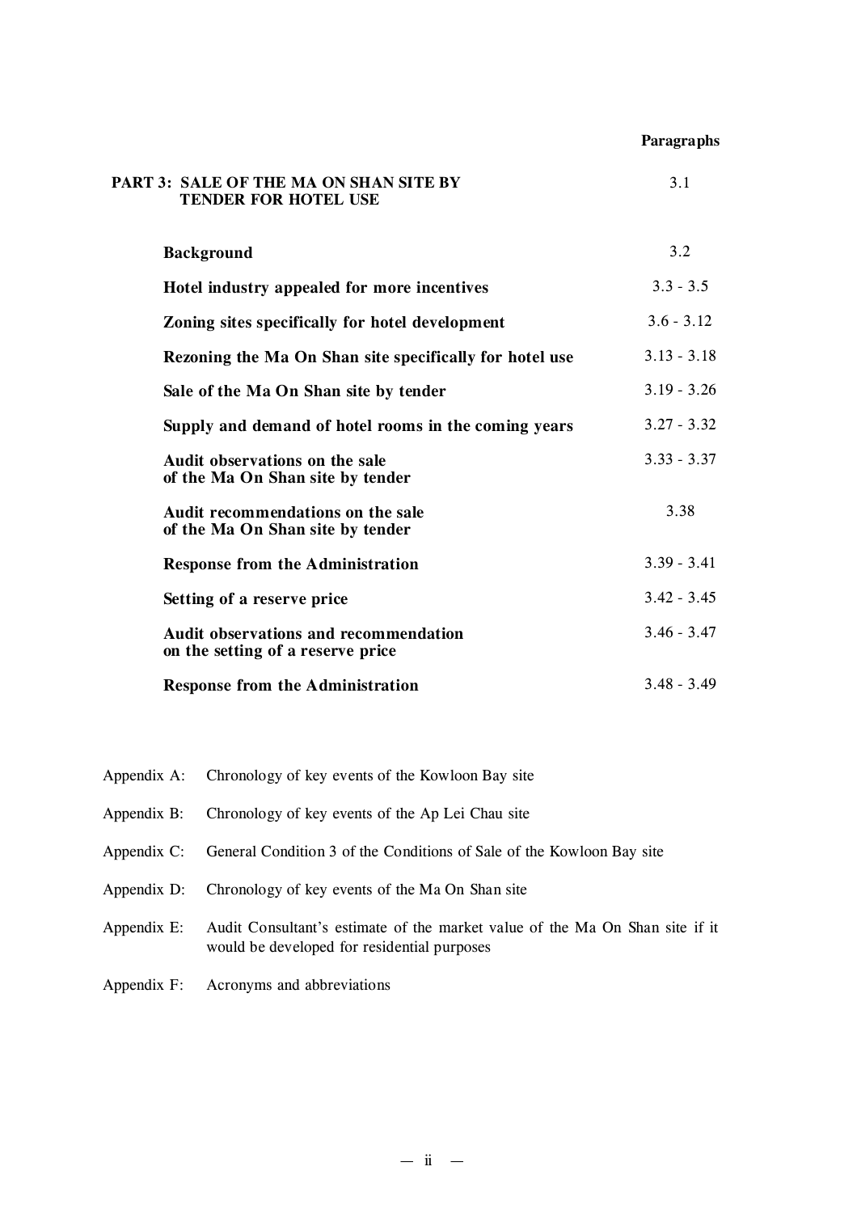| | Paragraphs |
|---|---|
| **PART 3: SALE OF THE MA ON SHAN SITE BY TENDER FOR HOTEL USE** | 3.1 |
| **Background** | 3.2 |
| **Hotel industry appealed for more incentives** | 3.3 - 3.5 |
| **Zoning sites specifically for hotel development** | 3.6 - 3.12 |
| **Rezoning the Ma On Shan site specifically for hotel use** | 3.13 - 3.18 |
| **Sale of the Ma On Shan site by tender** | 3.19 - 3.26 |
| **Supply and demand of hotel rooms in the coming years** | 3.27 - 3.32 |
| **Audit observations on the sale of the Ma On Shan site by tender** | 3.33 - 3.37 |
| **Audit recommendations on the sale of the Ma On Shan site by tender** | 3.38 |
| **Response from the Administration** | 3.39 - 3.41 |
| **Setting of a reserve price** | 3.42 - 3.45 |
| **Audit observations and recommendation on the setting of a reserve price** | 3.46 - 3.47 |
| **Response from the Administration** | 3.48 - 3.49 |

Appendix A: Chronology of key events of the Kowloon Bay site

Appendix B: Chronology of key events of the Ap Lei Chau site

Appendix C: General Condition 3 of the Conditions of Sale of the Kowloon Bay site

Appendix D: Chronology of key events of the Ma On Shan site

Appendix E: Audit Consultant's estimate of the market value of the Ma On Shan site if it would be developed for residential purposes

Appendix F: Acronyms and abbreviations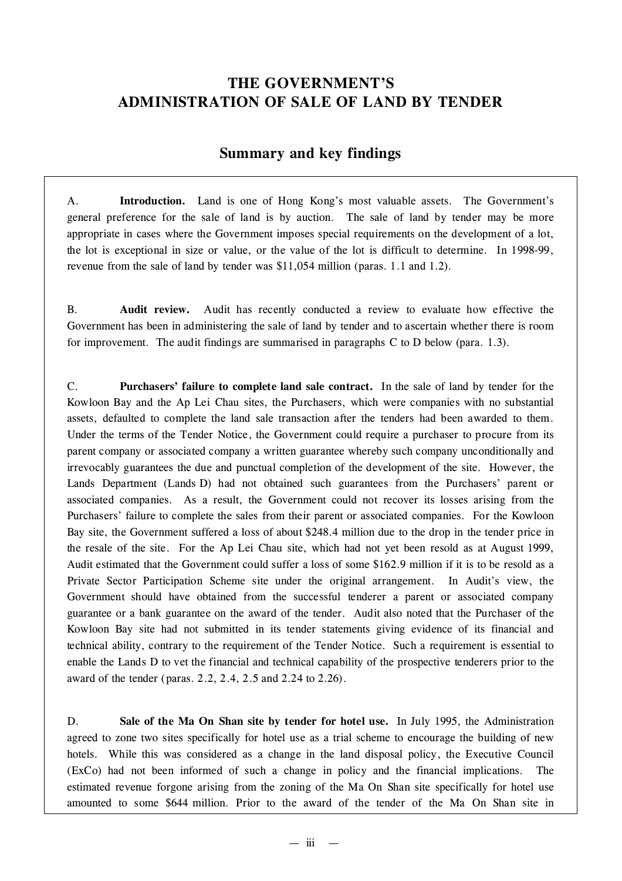# THE GOVERNMENT'S ADMINISTRATION OF SALE OF LAND BY TENDER

## Summary and key findings

A. **Introduction.** Land is one of Hong Kong's most valuable assets. The Government's general preference for the sale of land is by auction. The sale of land by tender may be more appropriate in cases where the Government imposes special requirements on the development of a lot, the lot is exceptional in size or value, or the value of the lot is difficult to determine. In 1998-99, revenue from the sale of land by tender was $11,054 million (paras. 1.1 and 1.2).

B. **Audit review.** Audit has recently conducted a review to evaluate how effective the Government has been in administering the sale of land by tender and to ascertain whether there is room for improvement. The audit findings are summarised in paragraphs C to D below (para. 1.3).

C. **Purchasers' failure to complete land sale contract.** In the sale of land by tender for the Kowloon Bay and the Ap Lei Chau sites, the Purchasers, which were companies with no substantial assets, defaulted to complete the land sale transaction after the tenders had been awarded to them. Under the terms of the Tender Notice, the Government could require a purchaser to procure from its parent company or associated company a written guarantee whereby such company unconditionally and irrevocably guarantees the due and punctual completion of the development of the site. However, the Lands Department (Lands D) had not obtained such guarantees from the Purchasers' parent or associated companies. As a result, the Government could not recover its losses arising from the Purchasers' failure to complete the sales from their parent or associated companies. For the Kowloon Bay site, the Government suffered a loss of about $248.4 million due to the drop in the tender price in the resale of the site. For the Ap Lei Chau site, which had not yet been resold as at August 1999, Audit estimated that the Government could suffer a loss of some $162.9 million if it is to be resold as a Private Sector Participation Scheme site under the original arrangement. In Audit's view, the Government should have obtained from the successful tenderer a parent or associated company guarantee or a bank guarantee on the award of the tender. Audit also noted that the Purchaser of the Kowloon Bay site had not submitted in its tender statements giving evidence of its financial and technical ability, contrary to the requirement of the Tender Notice. Such a requirement is essential to enable the Lands D to vet the financial and technical capability of the prospective tenderers prior to the award of the tender (paras. 2.2, 2.4, 2.5 and 2.24 to 2.26).

D. **Sale of the Ma On Shan site by tender for hotel use.** In July 1995, the Administration agreed to zone two sites specifically for hotel use as a trial scheme to encourage the building of new hotels. While this was considered as a change in the land disposal policy, the Executive Council (ExCo) had not been informed of such a change in policy and the financial implications. The estimated revenue forgone arising from the zoning of the Ma On Shan site specifically for hotel use amounted to some $644 million. Prior to the award of the tender of the Ma On Shan site in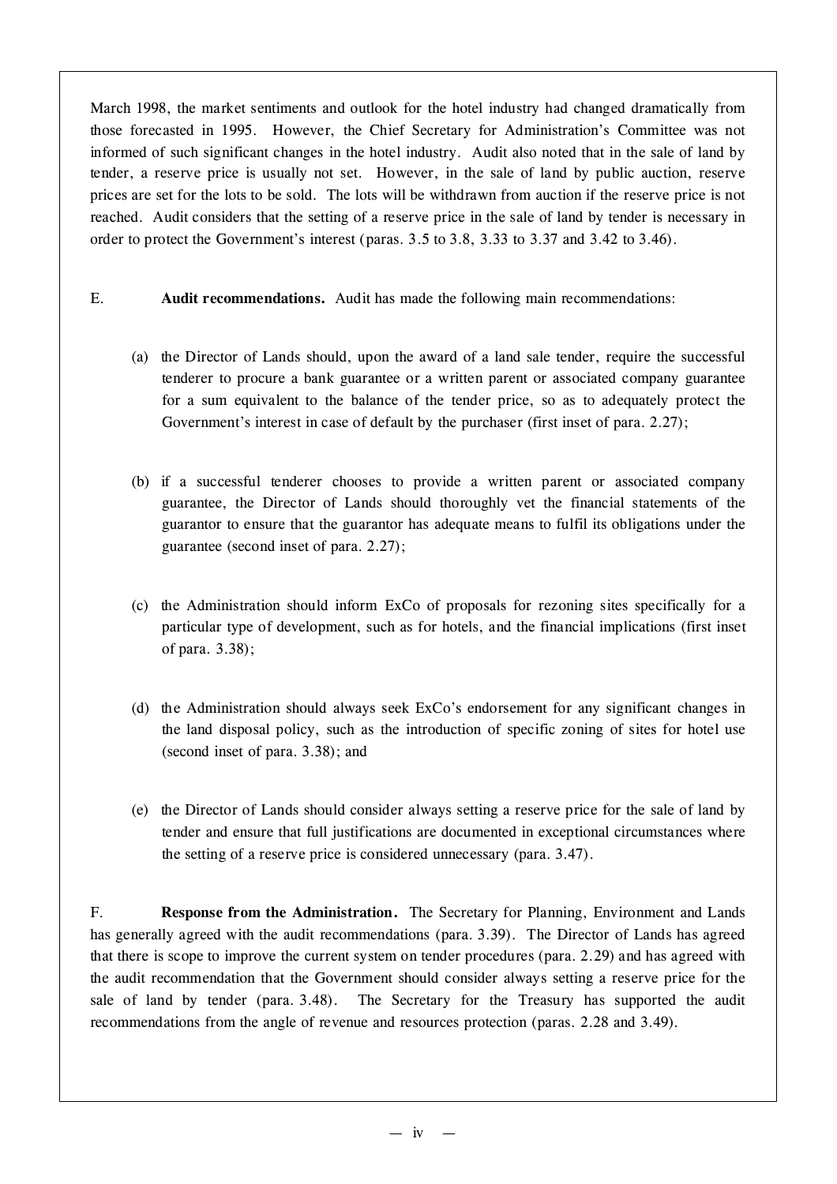March 1998, the market sentiments and outlook for the hotel industry had changed dramatically from those forecasted in 1995. However, the Chief Secretary for Administration's Committee was not informed of such significant changes in the hotel industry. Audit also noted that in the sale of land by tender, a reserve price is usually not set. However, in the sale of land by public auction, reserve prices are set for the lots to be sold. The lots will be withdrawn from auction if the reserve price is not reached. Audit considers that the setting of a reserve price in the sale of land by tender is necessary in order to protect the Government's interest (paras. 3.5 to 3.8, 3.33 to 3.37 and 3.42 to 3.46).

E. **Audit recommendations.** Audit has made the following main recommendations:

(a) the Director of Lands should, upon the award of a land sale tender, require the successful tenderer to procure a bank guarantee or a written parent or associated company guarantee for a sum equivalent to the balance of the tender price, so as to adequately protect the Government's interest in case of default by the purchaser (first inset of para. 2.27);

(b) if a successful tenderer chooses to provide a written parent or associated company guarantee, the Director of Lands should thoroughly vet the financial statements of the guarantor to ensure that the guarantor has adequate means to fulfil its obligations under the guarantee (second inset of para. 2.27);

(c) the Administration should inform ExCo of proposals for rezoning sites specifically for a particular type of development, such as for hotels, and the financial implications (first inset of para. 3.38);

(d) the Administration should always seek ExCo's endorsement for any significant changes in the land disposal policy, such as the introduction of specific zoning of sites for hotel use (second inset of para. 3.38); and

(e) the Director of Lands should consider always setting a reserve price for the sale of land by tender and ensure that full justifications are documented in exceptional circumstances where the setting of a reserve price is considered unnecessary (para. 3.47).

F. **Response from the Administration.** The Secretary for Planning, Environment and Lands has generally agreed with the audit recommendations (para. 3.39). The Director of Lands has agreed that there is scope to improve the current system on tender procedures (para. 2.29) and has agreed with the audit recommendation that the Government should consider always setting a reserve price for the sale of land by tender (para. 3.48). The Secretary for the Treasury has supported the audit recommendations from the angle of revenue and resources protection (paras. 2.28 and 3.49).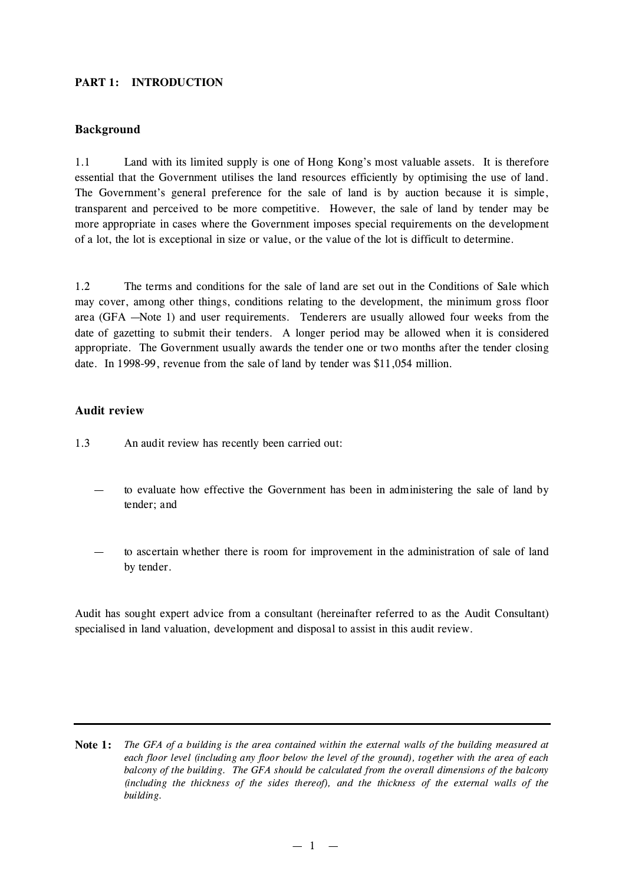## PART 1: INTRODUCTION

### Background

1.1 Land with its limited supply is one of Hong Kong's most valuable assets. It is therefore essential that the Government utilises the land resources efficiently by optimising the use of land. The Government's general preference for the sale of land is by auction because it is simple, transparent and perceived to be more competitive. However, the sale of land by tender may be more appropriate in cases where the Government imposes special requirements on the development of a lot, the lot is exceptional in size or value, or the value of the lot is difficult to determine.

1.2 The terms and conditions for the sale of land are set out in the Conditions of Sale which may cover, among other things, conditions relating to the development, the minimum gross floor area (GFA —Note 1) and user requirements. Tenderers are usually allowed four weeks from the date of gazetting to submit their tenders. A longer period may be allowed when it is considered appropriate. The Government usually awards the tender one or two months after the tender closing date. In 1998-99, revenue from the sale of land by tender was $11,054 million.

### Audit review

1.3 An audit review has recently been carried out:

— to evaluate how effective the Government has been in administering the sale of land by tender; and

— to ascertain whether there is room for improvement in the administration of sale of land by tender.

Audit has sought expert advice from a consultant (hereinafter referred to as the Audit Consultant) specialised in land valuation, development and disposal to assist in this audit review.

---

**Note 1:** *The GFA of a building is the area contained within the external walls of the building measured at each floor level (including any floor below the level of the ground), together with the area of each balcony of the building. The GFA should be calculated from the overall dimensions of the balcony (including the thickness of the sides thereof), and the thickness of the external walls of the building.*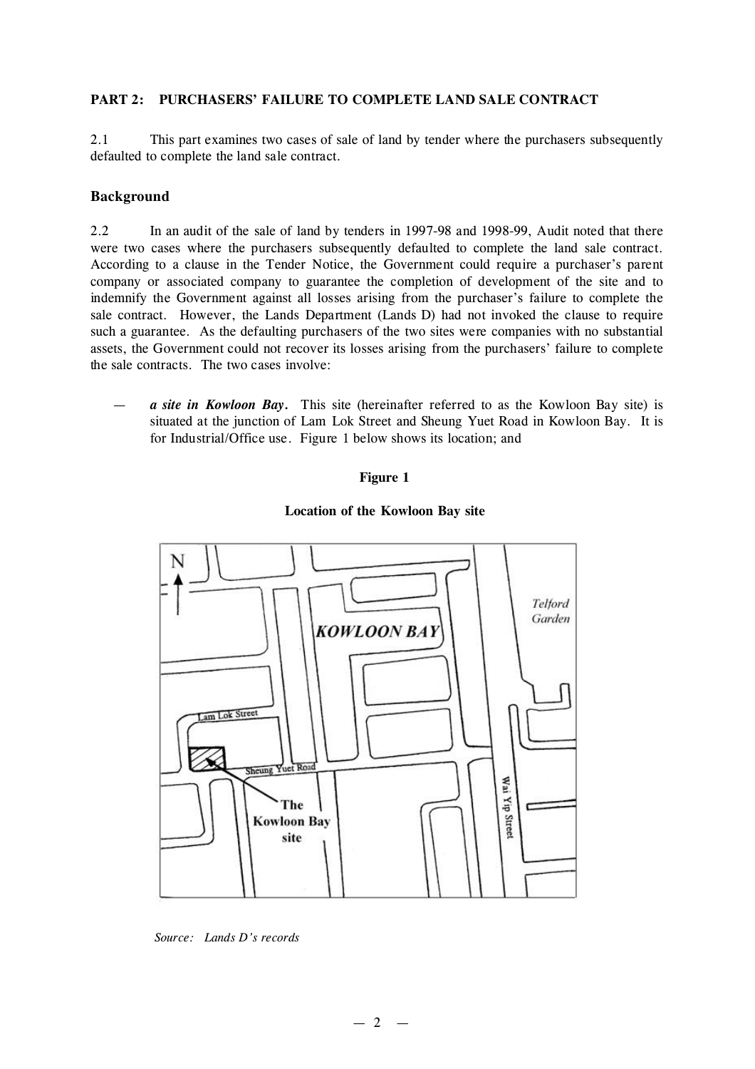## PART 2: PURCHASERS' FAILURE TO COMPLETE LAND SALE CONTRACT

2.1 This part examines two cases of sale of land by tender where the purchasers subsequently defaulted to complete the land sale contract.

### Background

2.2 In an audit of the sale of land by tenders in 1997-98 and 1998-99, Audit noted that there were two cases where the purchasers subsequently defaulted to complete the land sale contract. According to a clause in the Tender Notice, the Government could require a purchaser's parent company or associated company to guarantee the completion of development of the site and to indemnify the Government against all losses arising from the purchaser's failure to complete the sale contract. However, the Lands Department (Lands D) had not invoked the clause to require such a guarantee. As the defaulting purchasers of the two sites were companies with no substantial assets, the Government could not recover its losses arising from the purchasers' failure to complete the sale contracts. The two cases involve:

— ***a site in Kowloon Bay***. This site (hereinafter referred to as the Kowloon Bay site) is situated at the junction of Lam Lok Street and Sheung Yuet Road in Kowloon Bay. It is for Industrial/Office use. Figure 1 below shows its location; and

**Figure 1**

**Location of the Kowloon Bay site**

*Source: Lands D's records*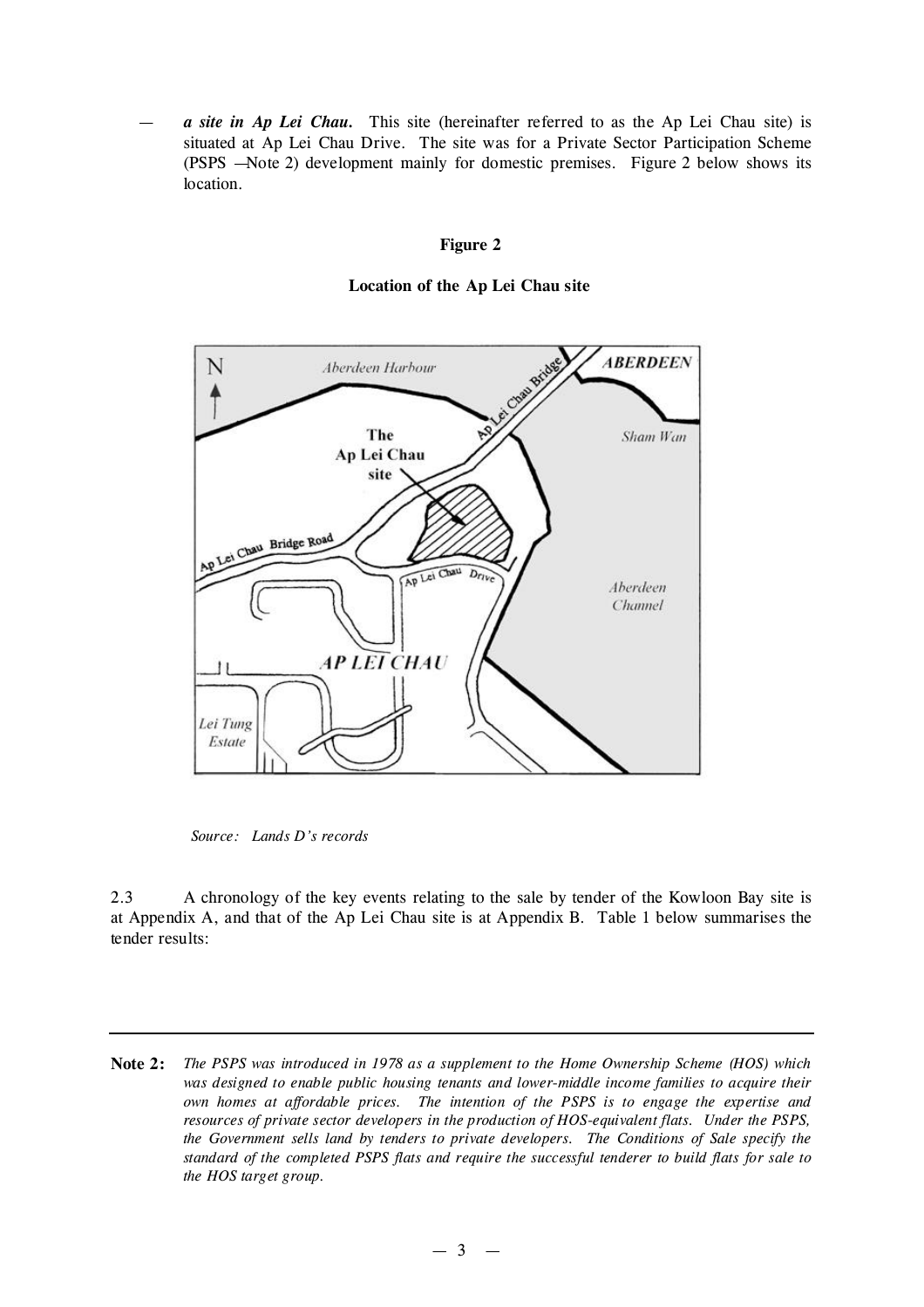— ***a site in Ap Lei Chau.*** This site (hereinafter referred to as the Ap Lei Chau site) is situated at Ap Lei Chau Drive. The site was for a Private Sector Participation Scheme (PSPS —Note 2) development mainly for domestic premises. Figure 2 below shows its location.

**Figure 2**

**Location of the Ap Lei Chau site**

*Source: Lands D's records*

2.3 A chronology of the key events relating to the sale by tender of the Kowloon Bay site is at Appendix A, and that of the Ap Lei Chau site is at Appendix B. Table 1 below summarises the tender results:

---

**Note 2:** *The PSPS was introduced in 1978 as a supplement to the Home Ownership Scheme (HOS) which was designed to enable public housing tenants and lower-middle income families to acquire their own homes at affordable prices. The intention of the PSPS is to engage the expertise and resources of private sector developers in the production of HOS-equivalent flats. Under the PSPS, the Government sells land by tenders to private developers. The Conditions of Sale specify the standard of the completed PSPS flats and require the successful tenderer to build flats for sale to the HOS target group.*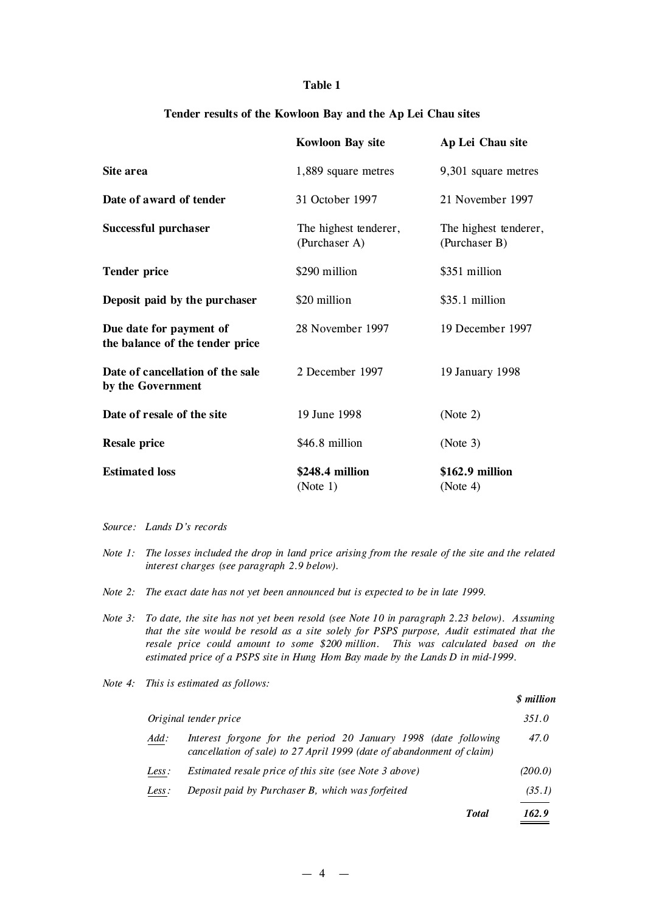**Table 1**

**Tender results of the Kowloon Bay and the Ap Lei Chau sites**

| | **Kowloon Bay site** | **Ap Lei Chau site** |
|---|---|---|
| **Site area** | 1,889 square metres | 9,301 square metres |
| **Date of award of tender** | 31 October 1997 | 21 November 1997 |
| **Successful purchaser** | The highest tenderer, (Purchaser A) | The highest tenderer, (Purchaser B) |
| **Tender price** | $290 million | $351 million |
| **Deposit paid by the purchaser** | $20 million | $35.1 million |
| **Due date for payment of the balance of the tender price** | 28 November 1997 | 19 December 1997 |
| **Date of cancellation of the sale by the Government** | 2 December 1997 | 19 January 1998 |
| **Date of resale of the site** | 19 June 1998 | (Note 2) |
| **Resale price** | $46.8 million | (Note 3) |
| **Estimated loss** | **$248.4 million** (Note 1) | **$162.9 million** (Note 4) |

*Source: Lands D's records*

*Note 1: The losses included the drop in land price arising from the resale of the site and the related interest charges (see paragraph 2.9 below).*

*Note 2: The exact date has not yet been announced but is expected to be in late 1999.*

*Note 3: To date, the site has not yet been resold (see Note 10 in paragraph 2.23 below). Assuming that the site would be resold as a site solely for PSPS purpose, Audit estimated that the resale price could amount to some $200 million. This was calculated based on the estimated price of a PSPS site in Hung Hom Bay made by the Lands D in mid-1999.*

*Note 4: This is estimated as follows:*

| | | ***$ million*** |
|---|---|---|
| *Original tender price* | | *351.0* |
| *Add:* | *Interest forgone for the period 20 January 1998 (date following cancellation of sale) to 27 April 1999 (date of abandonment of claim)* | *47.0* |
| *Less:* | *Estimated resale price of this site (see Note 3 above)* | *(200.0)* |
| *Less:* | *Deposit paid by Purchaser B, which was forfeited* | *(35.1)* |
| | ***Total*** | ***162.9*** |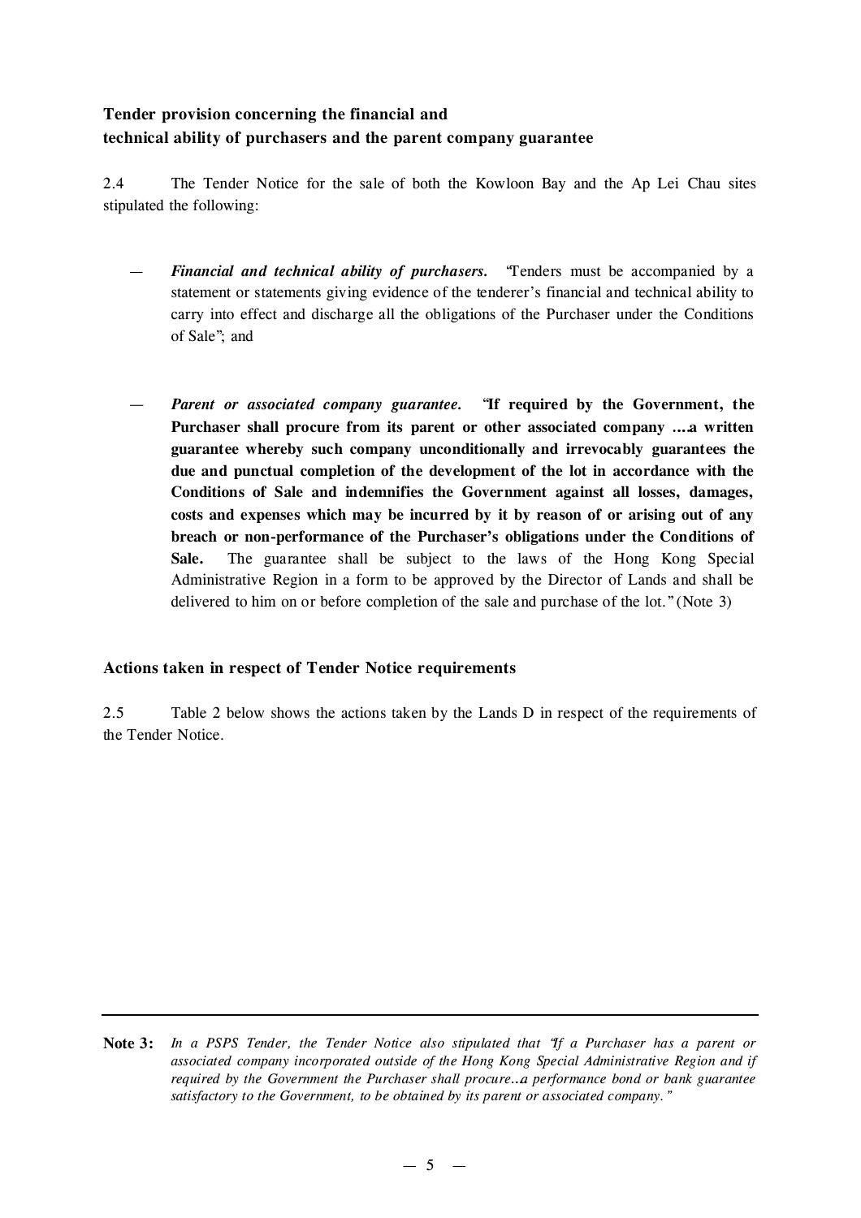### Tender provision concerning the financial and technical ability of purchasers and the parent company guarantee

2.4 The Tender Notice for the sale of both the Kowloon Bay and the Ap Lei Chau sites stipulated the following:

— ***Financial and technical ability of purchasers.*** "Tenders must be accompanied by a statement or statements giving evidence of the tenderer's financial and technical ability to carry into effect and discharge all the obligations of the Purchaser under the Conditions of Sale"; and

— ***Parent or associated company guarantee.*** "**If required by the Government, the Purchaser shall procure from its parent or other associated company ….a written guarantee whereby such company unconditionally and irrevocably guarantees the due and punctual completion of the development of the lot in accordance with the Conditions of Sale and indemnifies the Government against all losses, damages, costs and expenses which may be incurred by it by reason of or arising out of any breach or non-performance of the Purchaser's obligations under the Conditions of Sale.** The guarantee shall be subject to the laws of the Hong Kong Special Administrative Region in a form to be approved by the Director of Lands and shall be delivered to him on or before completion of the sale and purchase of the lot." (Note 3)

### Actions taken in respect of Tender Notice requirements

2.5 Table 2 below shows the actions taken by the Lands D in respect of the requirements of the Tender Notice.

---

**Note 3:** *In a PSPS Tender, the Tender Notice also stipulated that "If a Purchaser has a parent or associated company incorporated outside of the Hong Kong Special Administrative Region and if required by the Government the Purchaser shall procure...a performance bond or bank guarantee satisfactory to the Government, to be obtained by its parent or associated company."*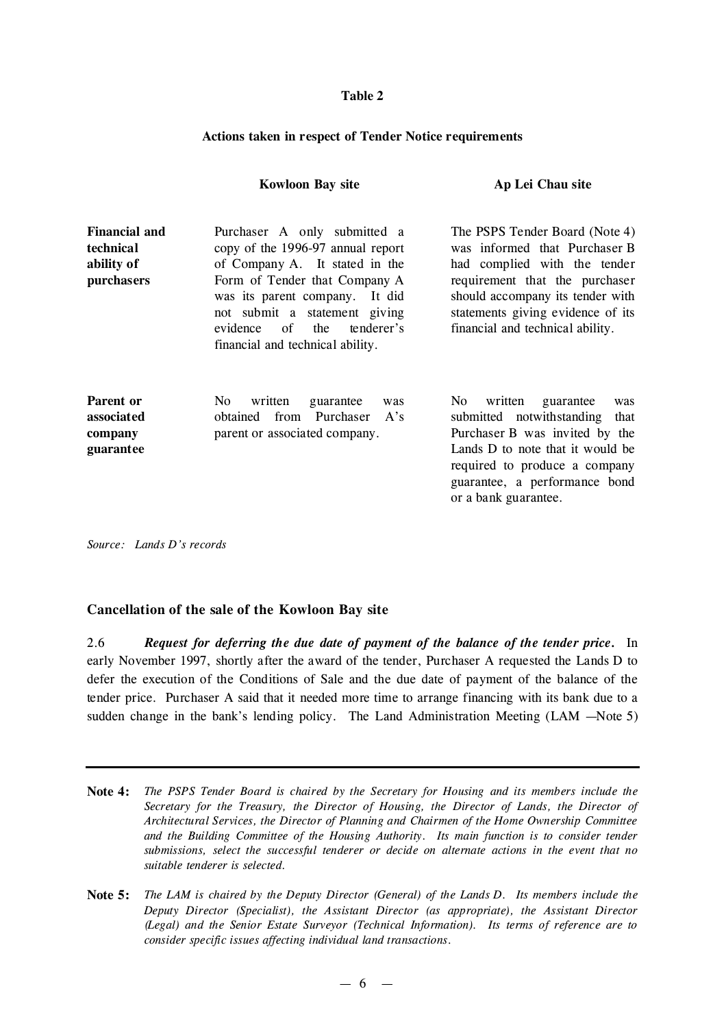**Table 2**

**Actions taken in respect of Tender Notice requirements**

| | **Kowloon Bay site** | **Ap Lei Chau site** |
|---|---|---|
| **Financial and technical ability of purchasers** | Purchaser A only submitted a copy of the 1996-97 annual report of Company A. It stated in the Form of Tender that Company A was its parent company. It did not submit a statement giving evidence of the tenderer's financial and technical ability. | The PSPS Tender Board (Note 4) was informed that Purchaser B had complied with the tender requirement that the purchaser should accompany its tender with statements giving evidence of its financial and technical ability. |
| **Parent or associated company guarantee** | No written guarantee was obtained from Purchaser A's parent or associated company. | No written guarantee was submitted notwithstanding that Purchaser B was invited by the Lands D to note that it would be required to produce a company guarantee, a performance bond or a bank guarantee. |

*Source: Lands D's records*

## Cancellation of the sale of the Kowloon Bay site

2.6 ***Request for deferring the due date of payment of the balance of the tender price.*** In early November 1997, shortly after the award of the tender, Purchaser A requested the Lands D to defer the execution of the Conditions of Sale and the due date of payment of the balance of the tender price. Purchaser A said that it needed more time to arrange financing with its bank due to a sudden change in the bank's lending policy. The Land Administration Meeting (LAM —Note 5)

---

**Note 4:** *The PSPS Tender Board is chaired by the Secretary for Housing and its members include the Secretary for the Treasury, the Director of Housing, the Director of Lands, the Director of Architectural Services, the Director of Planning and Chairmen of the Home Ownership Committee and the Building Committee of the Housing Authority. Its main function is to consider tender submissions, select the successful tenderer or decide on alternate actions in the event that no suitable tenderer is selected.*

**Note 5:** *The LAM is chaired by the Deputy Director (General) of the Lands D. Its members include the Deputy Director (Specialist), the Assistant Director (as appropriate), the Assistant Director (Legal) and the Senior Estate Surveyor (Technical Information). Its terms of reference are to consider specific issues affecting individual land transactions.*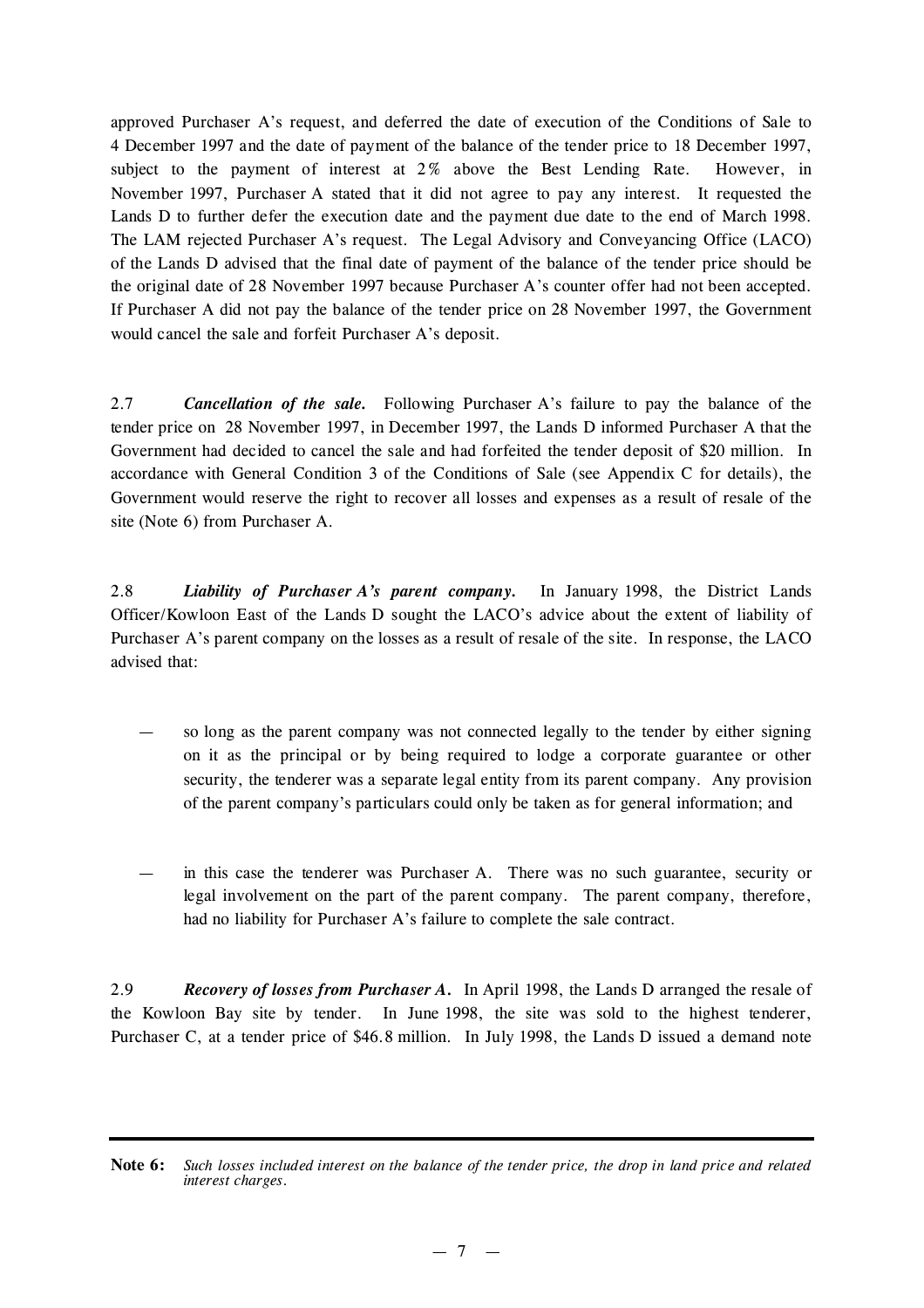approved Purchaser A's request, and deferred the date of execution of the Conditions of Sale to 4 December 1997 and the date of payment of the balance of the tender price to 18 December 1997, subject to the payment of interest at 2% above the Best Lending Rate. However, in November 1997, Purchaser A stated that it did not agree to pay any interest. It requested the Lands D to further defer the execution date and the payment due date to the end of March 1998. The LAM rejected Purchaser A's request. The Legal Advisory and Conveyancing Office (LACO) of the Lands D advised that the final date of payment of the balance of the tender price should be the original date of 28 November 1997 because Purchaser A's counter offer had not been accepted. If Purchaser A did not pay the balance of the tender price on 28 November 1997, the Government would cancel the sale and forfeit Purchaser A's deposit.

2.7 ***Cancellation of the sale.*** Following Purchaser A's failure to pay the balance of the tender price on 28 November 1997, in December 1997, the Lands D informed Purchaser A that the Government had decided to cancel the sale and had forfeited the tender deposit of $20 million. In accordance with General Condition 3 of the Conditions of Sale (see Appendix C for details), the Government would reserve the right to recover all losses and expenses as a result of resale of the site (Note 6) from Purchaser A.

2.8 ***Liability of Purchaser A's parent company.*** In January 1998, the District Lands Officer/Kowloon East of the Lands D sought the LACO's advice about the extent of liability of Purchaser A's parent company on the losses as a result of resale of the site. In response, the LACO advised that:

- so long as the parent company was not connected legally to the tender by either signing on it as the principal or by being required to lodge a corporate guarantee or other security, the tenderer was a separate legal entity from its parent company. Any provision of the parent company's particulars could only be taken as for general information; and

- in this case the tenderer was Purchaser A. There was no such guarantee, security or legal involvement on the part of the parent company. The parent company, therefore, had no liability for Purchaser A's failure to complete the sale contract.

2.9 ***Recovery of losses from Purchaser A.*** In April 1998, the Lands D arranged the resale of the Kowloon Bay site by tender. In June 1998, the site was sold to the highest tenderer, Purchaser C, at a tender price of $46.8 million. In July 1998, the Lands D issued a demand note

---

**Note 6:** *Such losses included interest on the balance of the tender price, the drop in land price and related interest charges.*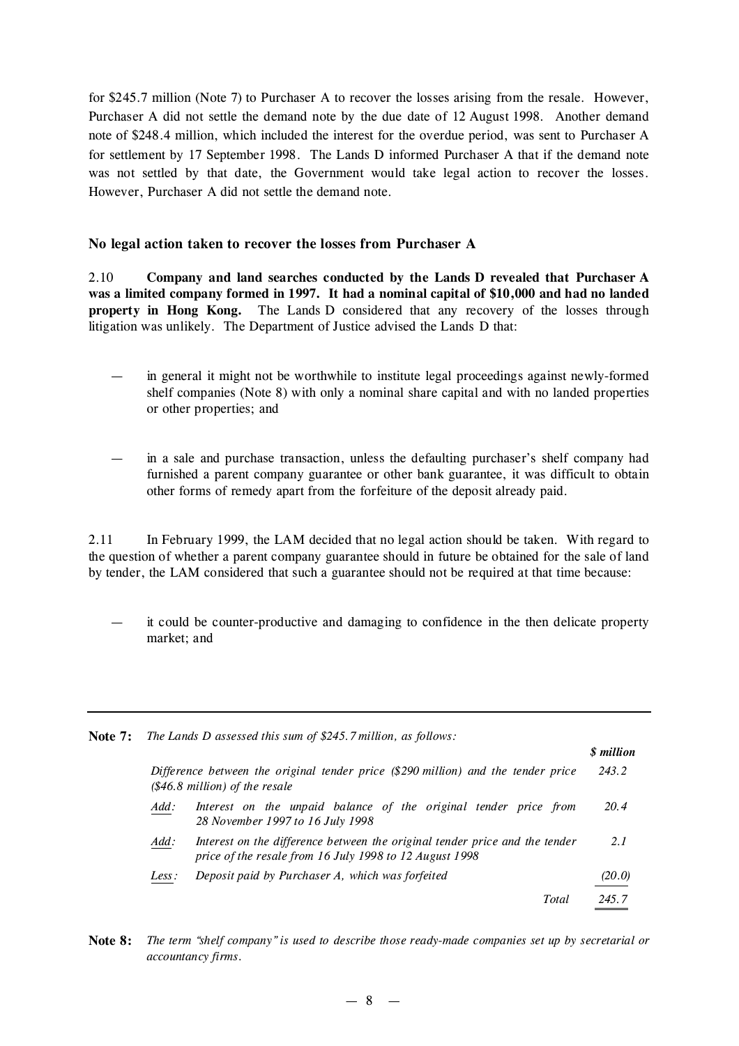for $245.7 million (Note 7) to Purchaser A to recover the losses arising from the resale. However, Purchaser A did not settle the demand note by the due date of 12 August 1998. Another demand note of $248.4 million, which included the interest for the overdue period, was sent to Purchaser A for settlement by 17 September 1998. The Lands D informed Purchaser A that if the demand note was not settled by that date, the Government would take legal action to recover the losses. However, Purchaser A did not settle the demand note.

### No legal action taken to recover the losses from Purchaser A

2.10 **Company and land searches conducted by the Lands D revealed that Purchaser A was a limited company formed in 1997. It had a nominal capital of $10,000 and had no landed property in Hong Kong.** The Lands D considered that any recovery of the losses through litigation was unlikely. The Department of Justice advised the Lands D that:

- in general it might not be worthwhile to institute legal proceedings against newly-formed shelf companies (Note 8) with only a nominal share capital and with no landed properties or other properties; and

- in a sale and purchase transaction, unless the defaulting purchaser's shelf company had furnished a parent company guarantee or other bank guarantee, it was difficult to obtain other forms of remedy apart from the forfeiture of the deposit already paid.

2.11 In February 1999, the LAM decided that no legal action should be taken. With regard to the question of whether a parent company guarantee should in future be obtained for the sale of land by tender, the LAM considered that such a guarantee should not be required at that time because:

- it could be counter-productive and damaging to confidence in the then delicate property market; and

---

**Note 7:** *The Lands D assessed this sum of $245.7 million, as follows:*

| | | ***$ million*** |
|---|---|---|
| *Difference between the original tender price ($290 million) and the tender price ($46.8 million) of the resale* | | *243.2* |
| *Add:* | *Interest on the unpaid balance of the original tender price from 28 November 1997 to 16 July 1998* | *20.4* |
| *Add:* | *Interest on the difference between the original tender price and the tender price of the resale from 16 July 1998 to 12 August 1998* | *2.1* |
| *Less:* | *Deposit paid by Purchaser A, which was forfeited* | *(20.0)* |
| | *Total* | *245.7* |

**Note 8:** *The term "shelf company" is used to describe those ready-made companies set up by secretarial or accountancy firms.*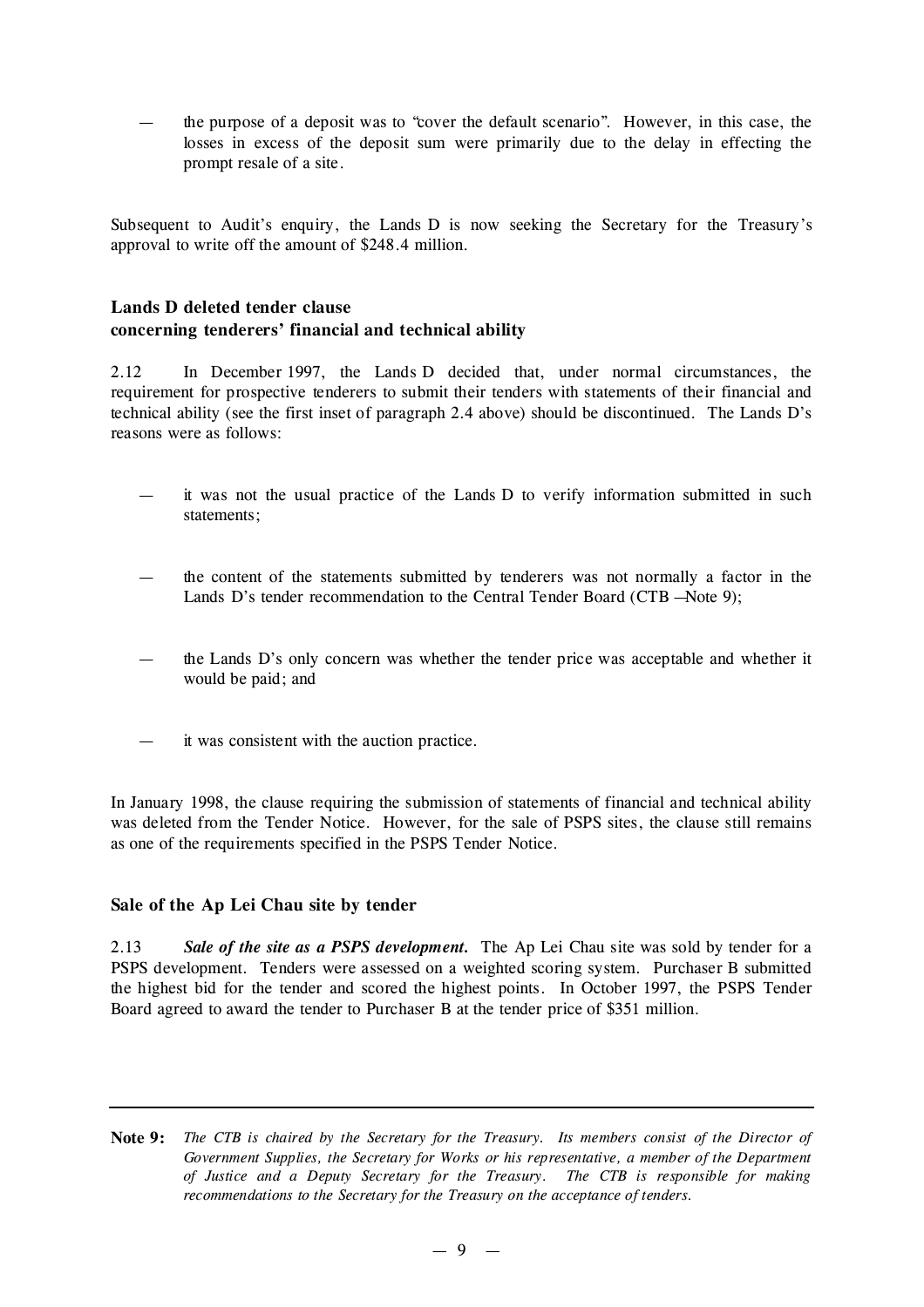— the purpose of a deposit was to "cover the default scenario". However, in this case, the losses in excess of the deposit sum were primarily due to the delay in effecting the prompt resale of a site.

Subsequent to Audit's enquiry, the Lands D is now seeking the Secretary for the Treasury's approval to write off the amount of $248.4 million.

### Lands D deleted tender clause concerning tenderers' financial and technical ability

2.12 In December 1997, the Lands D decided that, under normal circumstances, the requirement for prospective tenderers to submit their tenders with statements of their financial and technical ability (see the first inset of paragraph 2.4 above) should be discontinued. The Lands D's reasons were as follows:

— it was not the usual practice of the Lands D to verify information submitted in such statements;

— the content of the statements submitted by tenderers was not normally a factor in the Lands D's tender recommendation to the Central Tender Board (CTB —Note 9);

— the Lands D's only concern was whether the tender price was acceptable and whether it would be paid; and

— it was consistent with the auction practice.

In January 1998, the clause requiring the submission of statements of financial and technical ability was deleted from the Tender Notice. However, for the sale of PSPS sites, the clause still remains as one of the requirements specified in the PSPS Tender Notice.

### Sale of the Ap Lei Chau site by tender

2.13 ***Sale of the site as a PSPS development.*** The Ap Lei Chau site was sold by tender for a PSPS development. Tenders were assessed on a weighted scoring system. Purchaser B submitted the highest bid for the tender and scored the highest points. In October 1997, the PSPS Tender Board agreed to award the tender to Purchaser B at the tender price of $351 million.

---

**Note 9:** *The CTB is chaired by the Secretary for the Treasury. Its members consist of the Director of Government Supplies, the Secretary for Works or his representative, a member of the Department of Justice and a Deputy Secretary for the Treasury. The CTB is responsible for making recommendations to the Secretary for the Treasury on the acceptance of tenders.*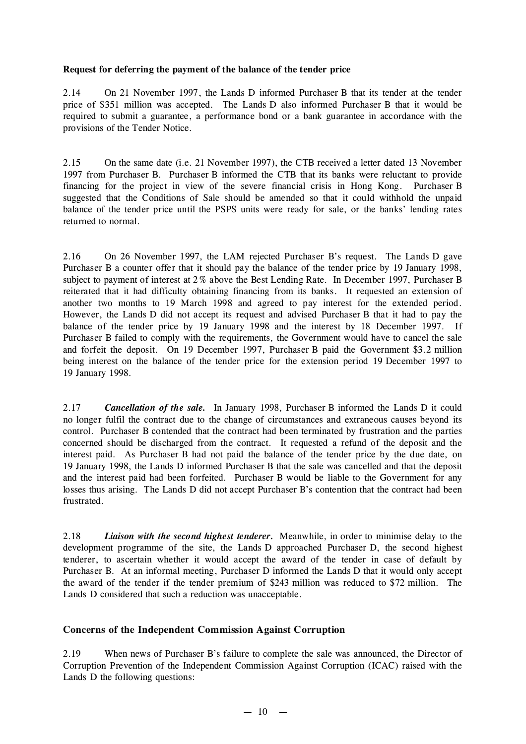**Request for deferring the payment of the balance of the tender price**

2.14 On 21 November 1997, the Lands D informed Purchaser B that its tender at the tender price of $351 million was accepted. The Lands D also informed Purchaser B that it would be required to submit a guarantee, a performance bond or a bank guarantee in accordance with the provisions of the Tender Notice.

2.15 On the same date (i.e. 21 November 1997), the CTB received a letter dated 13 November 1997 from Purchaser B. Purchaser B informed the CTB that its banks were reluctant to provide financing for the project in view of the severe financial crisis in Hong Kong. Purchaser B suggested that the Conditions of Sale should be amended so that it could withhold the unpaid balance of the tender price until the PSPS units were ready for sale, or the banks' lending rates returned to normal.

2.16 On 26 November 1997, the LAM rejected Purchaser B's request. The Lands D gave Purchaser B a counter offer that it should pay the balance of the tender price by 19 January 1998, subject to payment of interest at 2% above the Best Lending Rate. In December 1997, Purchaser B reiterated that it had difficulty obtaining financing from its banks. It requested an extension of another two months to 19 March 1998 and agreed to pay interest for the extended period. However, the Lands D did not accept its request and advised Purchaser B that it had to pay the balance of the tender price by 19 January 1998 and the interest by 18 December 1997. If Purchaser B failed to comply with the requirements, the Government would have to cancel the sale and forfeit the deposit. On 19 December 1997, Purchaser B paid the Government $3.2 million being interest on the balance of the tender price for the extension period 19 December 1997 to 19 January 1998.

2.17 ***Cancellation of the sale.*** In January 1998, Purchaser B informed the Lands D it could no longer fulfil the contract due to the change of circumstances and extraneous causes beyond its control. Purchaser B contended that the contract had been terminated by frustration and the parties concerned should be discharged from the contract. It requested a refund of the deposit and the interest paid. As Purchaser B had not paid the balance of the tender price by the due date, on 19 January 1998, the Lands D informed Purchaser B that the sale was cancelled and that the deposit and the interest paid had been forfeited. Purchaser B would be liable to the Government for any losses thus arising. The Lands D did not accept Purchaser B's contention that the contract had been frustrated.

2.18 ***Liaison with the second highest tenderer.*** Meanwhile, in order to minimise delay to the development programme of the site, the Lands D approached Purchaser D, the second highest tenderer, to ascertain whether it would accept the award of the tender in case of default by Purchaser B. At an informal meeting, Purchaser D informed the Lands D that it would only accept the award of the tender if the tender premium of $243 million was reduced to $72 million. The Lands D considered that such a reduction was unacceptable.

**Concerns of the Independent Commission Against Corruption**

2.19 When news of Purchaser B's failure to complete the sale was announced, the Director of Corruption Prevention of the Independent Commission Against Corruption (ICAC) raised with the Lands D the following questions: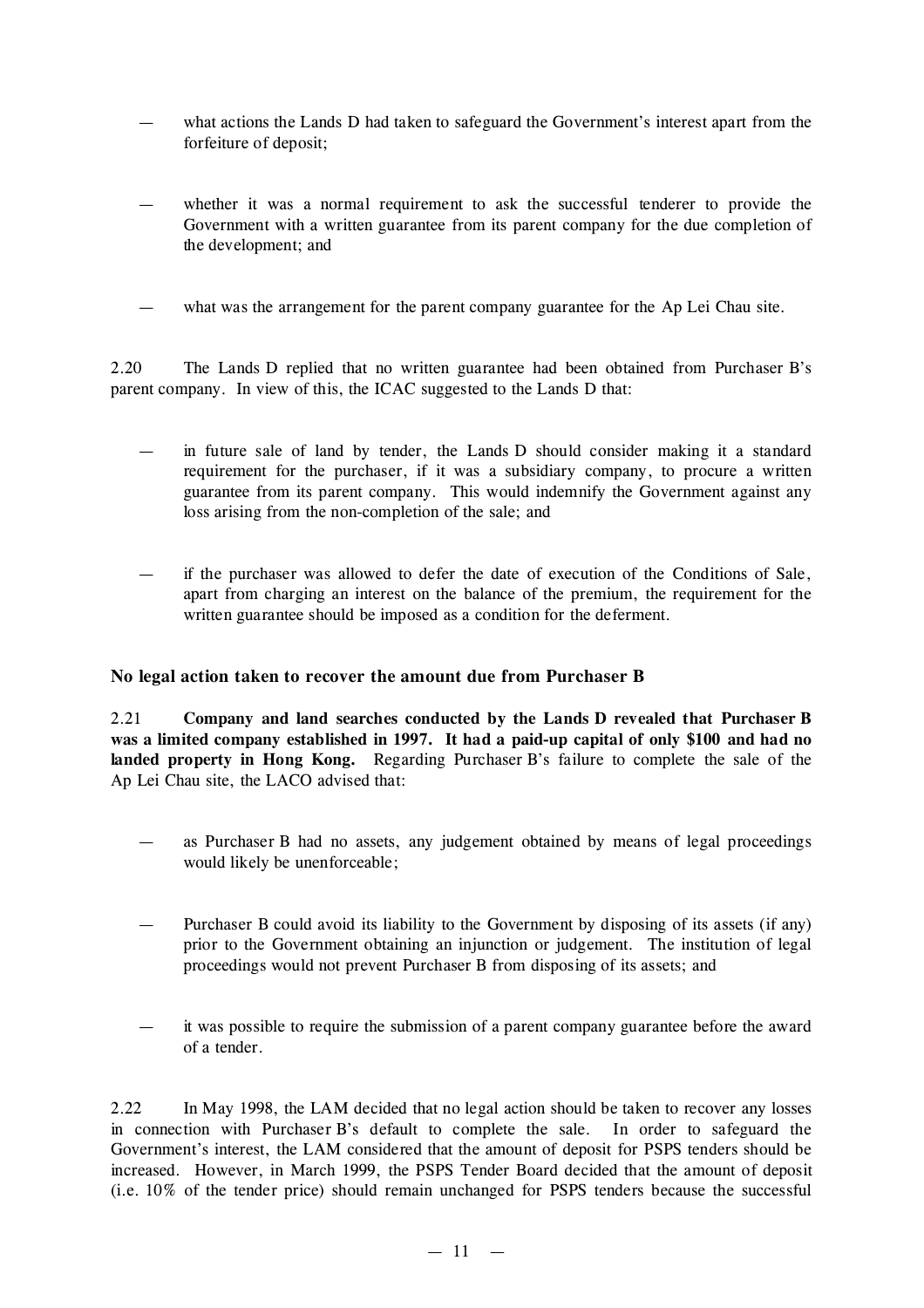- what actions the Lands D had taken to safeguard the Government's interest apart from the forfeiture of deposit;

- whether it was a normal requirement to ask the successful tenderer to provide the Government with a written guarantee from its parent company for the due completion of the development; and

- what was the arrangement for the parent company guarantee for the Ap Lei Chau site.

2.20 The Lands D replied that no written guarantee had been obtained from Purchaser B's parent company. In view of this, the ICAC suggested to the Lands D that:

- in future sale of land by tender, the Lands D should consider making it a standard requirement for the purchaser, if it was a subsidiary company, to procure a written guarantee from its parent company. This would indemnify the Government against any loss arising from the non-completion of the sale; and

- if the purchaser was allowed to defer the date of execution of the Conditions of Sale, apart from charging an interest on the balance of the premium, the requirement for the written guarantee should be imposed as a condition for the deferment.

### No legal action taken to recover the amount due from Purchaser B

2.21 **Company and land searches conducted by the Lands D revealed that Purchaser B was a limited company established in 1997. It had a paid-up capital of only $100 and had no landed property in Hong Kong.** Regarding Purchaser B's failure to complete the sale of the Ap Lei Chau site, the LACO advised that:

- as Purchaser B had no assets, any judgement obtained by means of legal proceedings would likely be unenforceable;

- Purchaser B could avoid its liability to the Government by disposing of its assets (if any) prior to the Government obtaining an injunction or judgement. The institution of legal proceedings would not prevent Purchaser B from disposing of its assets; and

- it was possible to require the submission of a parent company guarantee before the award of a tender.

2.22 In May 1998, the LAM decided that no legal action should be taken to recover any losses in connection with Purchaser B's default to complete the sale. In order to safeguard the Government's interest, the LAM considered that the amount of deposit for PSPS tenders should be increased. However, in March 1999, the PSPS Tender Board decided that the amount of deposit (i.e. 10% of the tender price) should remain unchanged for PSPS tenders because the successful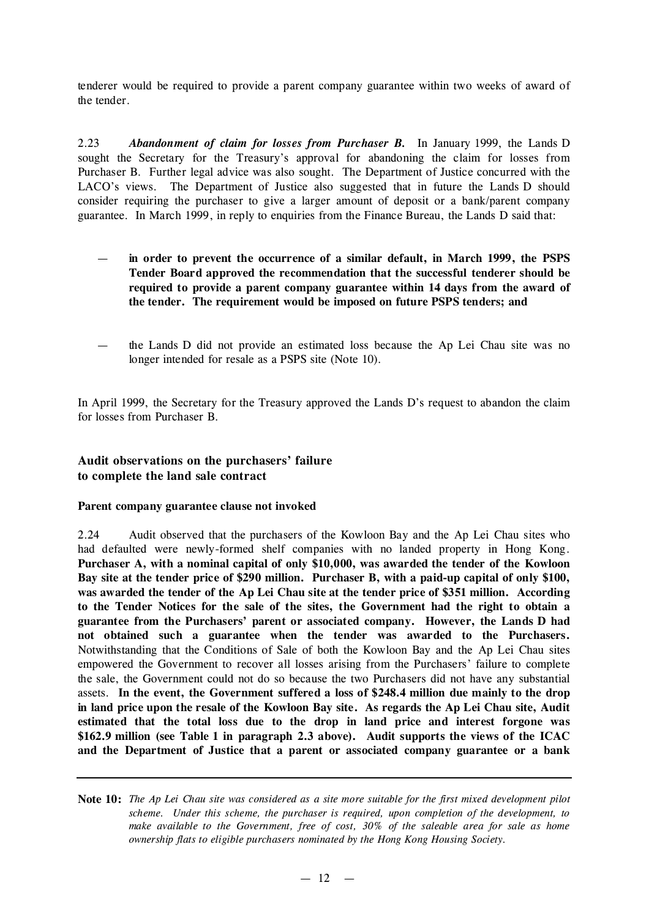tenderer would be required to provide a parent company guarantee within two weeks of award of the tender.

2.23 ***Abandonment of claim for losses from Purchaser B.*** In January 1999, the Lands D sought the Secretary for the Treasury's approval for abandoning the claim for losses from Purchaser B. Further legal advice was also sought. The Department of Justice concurred with the LACO's views. The Department of Justice also suggested that in future the Lands D should consider requiring the purchaser to give a larger amount of deposit or a bank/parent company guarantee. In March 1999, in reply to enquiries from the Finance Bureau, the Lands D said that:

— **in order to prevent the occurrence of a similar default, in March 1999, the PSPS Tender Board approved the recommendation that the successful tenderer should be required to provide a parent company guarantee within 14 days from the award of the tender. The requirement would be imposed on future PSPS tenders; and**

— the Lands D did not provide an estimated loss because the Ap Lei Chau site was no longer intended for resale as a PSPS site (Note 10).

In April 1999, the Secretary for the Treasury approved the Lands D's request to abandon the claim for losses from Purchaser B.

### Audit observations on the purchasers' failure to complete the land sale contract

#### Parent company guarantee clause not invoked

2.24 Audit observed that the purchasers of the Kowloon Bay and the Ap Lei Chau sites who had defaulted were newly-formed shelf companies with no landed property in Hong Kong. **Purchaser A, with a nominal capital of only $10,000, was awarded the tender of the Kowloon Bay site at the tender price of $290 million. Purchaser B, with a paid-up capital of only $100, was awarded the tender of the Ap Lei Chau site at the tender price of $351 million. According to the Tender Notices for the sale of the sites, the Government had the right to obtain a guarantee from the Purchasers' parent or associated company. However, the Lands D had not obtained such a guarantee when the tender was awarded to the Purchasers.** Notwithstanding that the Conditions of Sale of both the Kowloon Bay and the Ap Lei Chau sites empowered the Government to recover all losses arising from the Purchasers' failure to complete the sale, the Government could not do so because the two Purchasers did not have any substantial assets. **In the event, the Government suffered a loss of $248.4 million due mainly to the drop in land price upon the resale of the Kowloon Bay site. As regards the Ap Lei Chau site, Audit estimated that the total loss due to the drop in land price and interest forgone was $162.9 million (see Table 1 in paragraph 2.3 above). Audit supports the views of the ICAC and the Department of Justice that a parent or associated company guarantee or a bank**

---

**Note 10:** *The Ap Lei Chau site was considered as a site more suitable for the first mixed development pilot scheme. Under this scheme, the purchaser is required, upon completion of the development, to make available to the Government, free of cost, 30% of the saleable area for sale as home ownership flats to eligible purchasers nominated by the Hong Kong Housing Society.*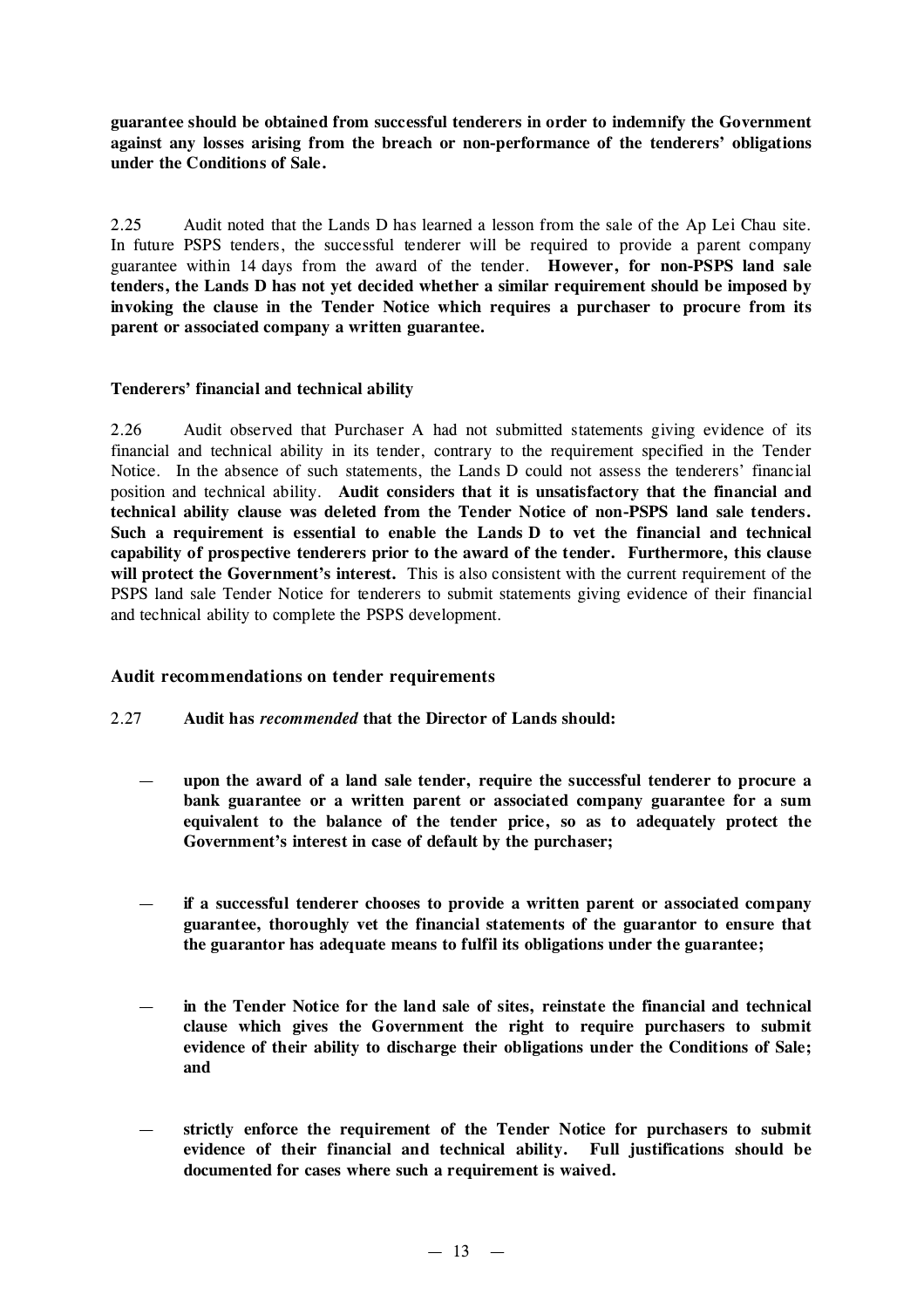**guarantee should be obtained from successful tenderers in order to indemnify the Government against any losses arising from the breach or non-performance of the tenderers' obligations under the Conditions of Sale.**

2.25 Audit noted that the Lands D has learned a lesson from the sale of the Ap Lei Chau site. In future PSPS tenders, the successful tenderer will be required to provide a parent company guarantee within 14 days from the award of the tender. **However, for non-PSPS land sale tenders, the Lands D has not yet decided whether a similar requirement should be imposed by invoking the clause in the Tender Notice which requires a purchaser to procure from its parent or associated company a written guarantee.**

### Tenderers' financial and technical ability

2.26 Audit observed that Purchaser A had not submitted statements giving evidence of its financial and technical ability in its tender, contrary to the requirement specified in the Tender Notice. In the absence of such statements, the Lands D could not assess the tenderers' financial position and technical ability. **Audit considers that it is unsatisfactory that the financial and technical ability clause was deleted from the Tender Notice of non-PSPS land sale tenders. Such a requirement is essential to enable the Lands D to vet the financial and technical capability of prospective tenderers prior to the award of the tender. Furthermore, this clause will protect the Government's interest.** This is also consistent with the current requirement of the PSPS land sale Tender Notice for tenderers to submit statements giving evidence of their financial and technical ability to complete the PSPS development.

### Audit recommendations on tender requirements

2.27 **Audit has *recommended* that the Director of Lands should:**

— **upon the award of a land sale tender, require the successful tenderer to procure a bank guarantee or a written parent or associated company guarantee for a sum equivalent to the balance of the tender price, so as to adequately protect the Government's interest in case of default by the purchaser;**

— **if a successful tenderer chooses to provide a written parent or associated company guarantee, thoroughly vet the financial statements of the guarantor to ensure that the guarantor has adequate means to fulfil its obligations under the guarantee;**

— **in the Tender Notice for the land sale of sites, reinstate the financial and technical clause which gives the Government the right to require purchasers to submit evidence of their ability to discharge their obligations under the Conditions of Sale; and**

— **strictly enforce the requirement of the Tender Notice for purchasers to submit evidence of their financial and technical ability. Full justifications should be documented for cases where such a requirement is waived.**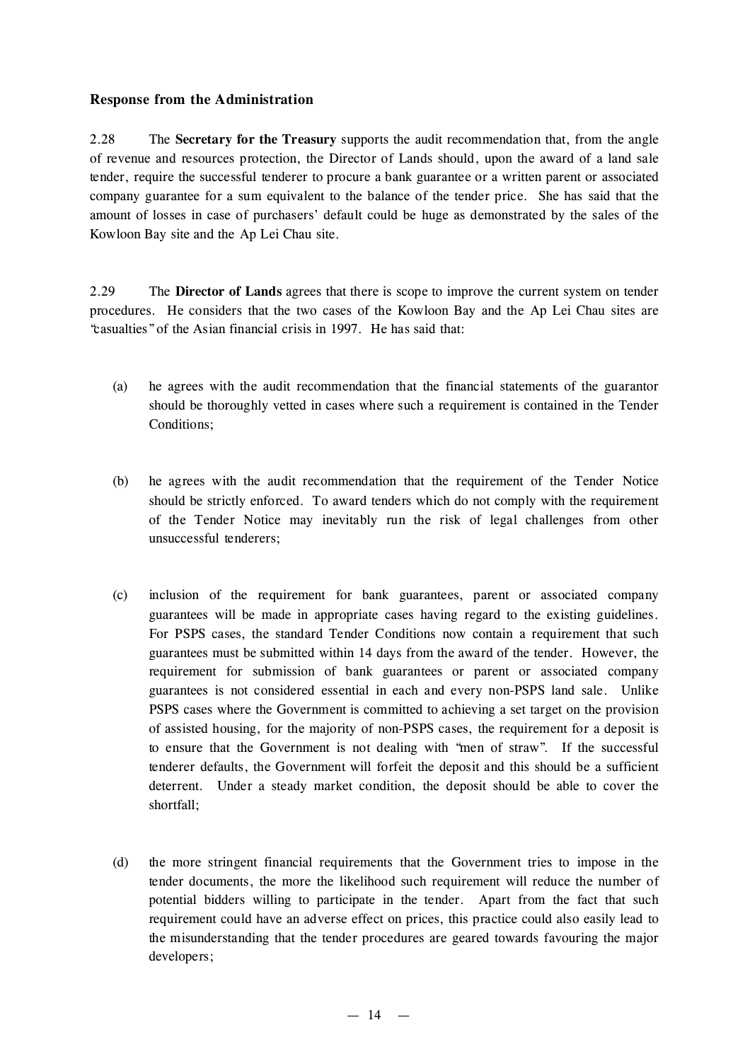### Response from the Administration

2.28 The **Secretary for the Treasury** supports the audit recommendation that, from the angle of revenue and resources protection, the Director of Lands should, upon the award of a land sale tender, require the successful tenderer to procure a bank guarantee or a written parent or associated company guarantee for a sum equivalent to the balance of the tender price. She has said that the amount of losses in case of purchasers' default could be huge as demonstrated by the sales of the Kowloon Bay site and the Ap Lei Chau site.

2.29 The **Director of Lands** agrees that there is scope to improve the current system on tender procedures. He considers that the two cases of the Kowloon Bay and the Ap Lei Chau sites are "casualties" of the Asian financial crisis in 1997. He has said that:

(a) he agrees with the audit recommendation that the financial statements of the guarantor should be thoroughly vetted in cases where such a requirement is contained in the Tender Conditions;

(b) he agrees with the audit recommendation that the requirement of the Tender Notice should be strictly enforced. To award tenders which do not comply with the requirement of the Tender Notice may inevitably run the risk of legal challenges from other unsuccessful tenderers;

(c) inclusion of the requirement for bank guarantees, parent or associated company guarantees will be made in appropriate cases having regard to the existing guidelines. For PSPS cases, the standard Tender Conditions now contain a requirement that such guarantees must be submitted within 14 days from the award of the tender. However, the requirement for submission of bank guarantees or parent or associated company guarantees is not considered essential in each and every non-PSPS land sale. Unlike PSPS cases where the Government is committed to achieving a set target on the provision of assisted housing, for the majority of non-PSPS cases, the requirement for a deposit is to ensure that the Government is not dealing with "men of straw". If the successful tenderer defaults, the Government will forfeit the deposit and this should be a sufficient deterrent. Under a steady market condition, the deposit should be able to cover the shortfall;

(d) the more stringent financial requirements that the Government tries to impose in the tender documents, the more the likelihood such requirement will reduce the number of potential bidders willing to participate in the tender. Apart from the fact that such requirement could have an adverse effect on prices, this practice could also easily lead to the misunderstanding that the tender procedures are geared towards favouring the major developers;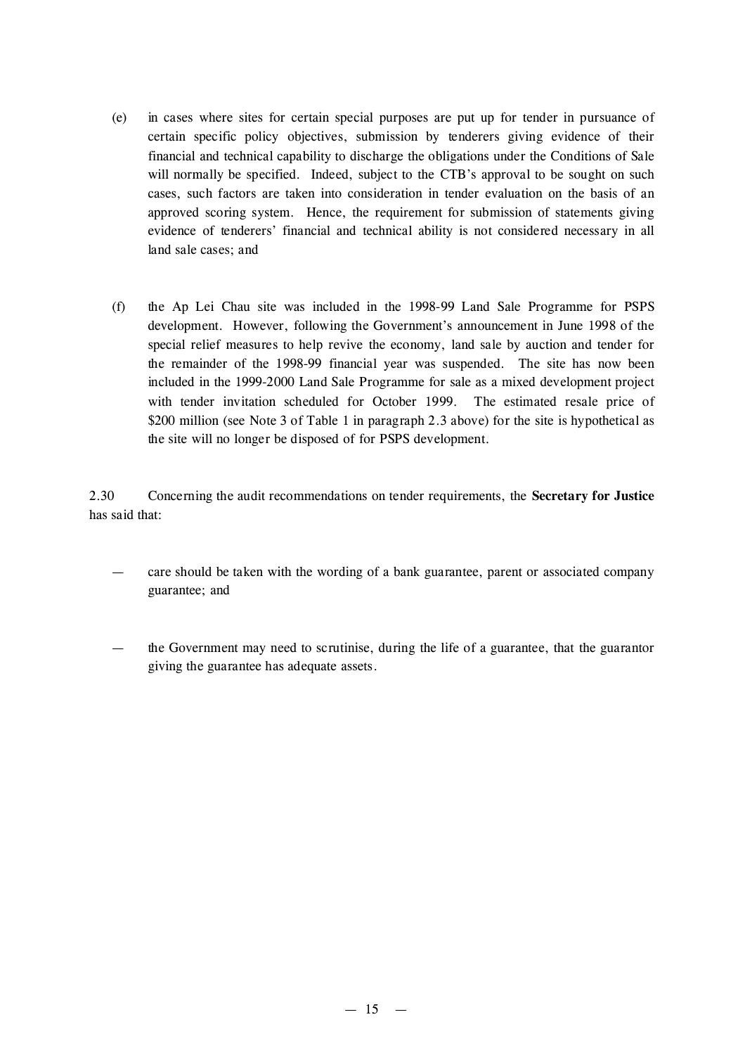(e) in cases where sites for certain special purposes are put up for tender in pursuance of certain specific policy objectives, submission by tenderers giving evidence of their financial and technical capability to discharge the obligations under the Conditions of Sale will normally be specified. Indeed, subject to the CTB's approval to be sought on such cases, such factors are taken into consideration in tender evaluation on the basis of an approved scoring system. Hence, the requirement for submission of statements giving evidence of tenderers' financial and technical ability is not considered necessary in all land sale cases; and

(f) the Ap Lei Chau site was included in the 1998-99 Land Sale Programme for PSPS development. However, following the Government's announcement in June 1998 of the special relief measures to help revive the economy, land sale by auction and tender for the remainder of the 1998-99 financial year was suspended. The site has now been included in the 1999-2000 Land Sale Programme for sale as a mixed development project with tender invitation scheduled for October 1999. The estimated resale price of $200 million (see Note 3 of Table 1 in paragraph 2.3 above) for the site is hypothetical as the site will no longer be disposed of for PSPS development.

2.30 Concerning the audit recommendations on tender requirements, the **Secretary for Justice** has said that:

— care should be taken with the wording of a bank guarantee, parent or associated company guarantee; and

— the Government may need to scrutinise, during the life of a guarantee, that the guarantor giving the guarantee has adequate assets.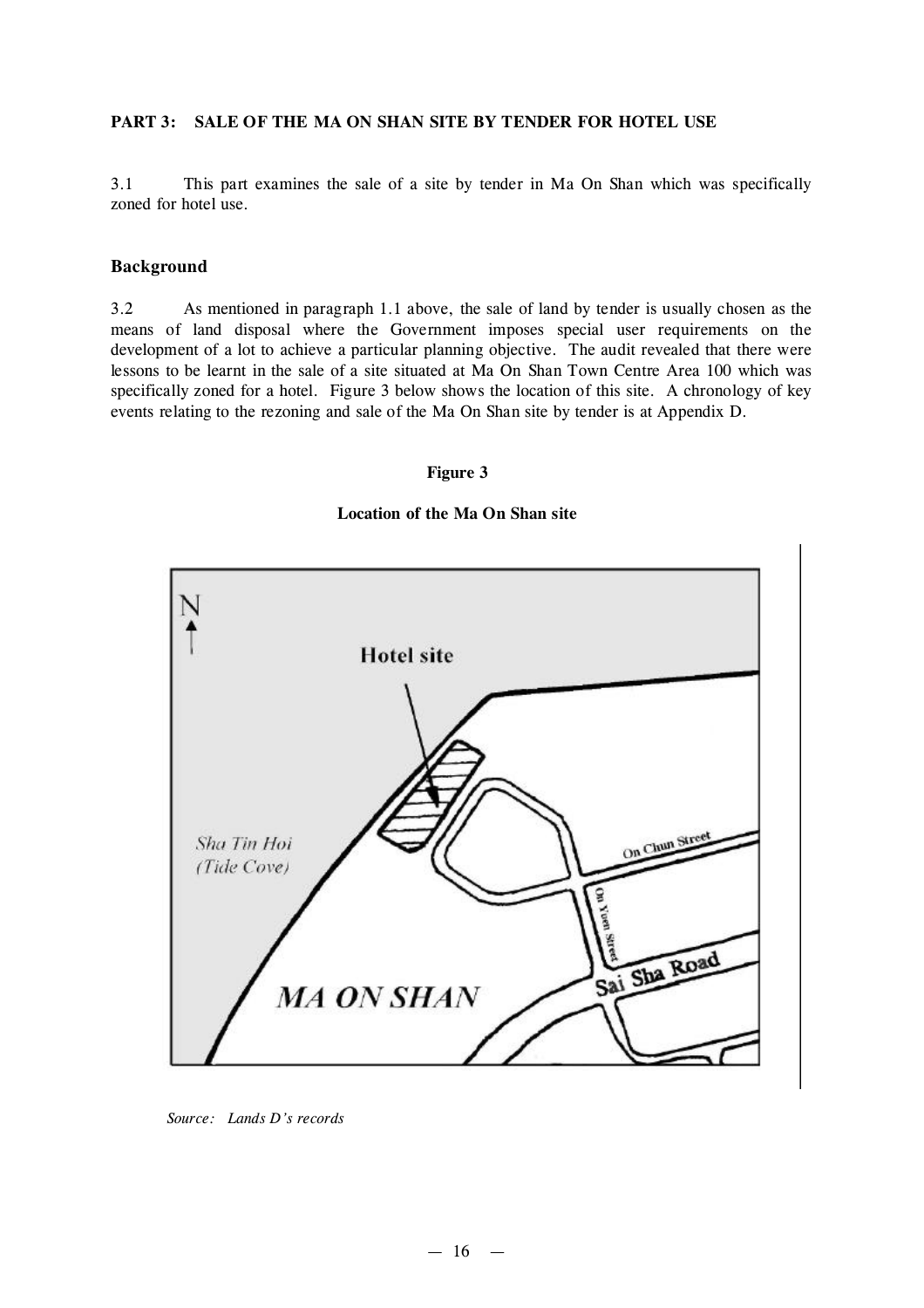## PART 3: SALE OF THE MA ON SHAN SITE BY TENDER FOR HOTEL USE

3.1 This part examines the sale of a site by tender in Ma On Shan which was specifically zoned for hotel use.

### Background

3.2 As mentioned in paragraph 1.1 above, the sale of land by tender is usually chosen as the means of land disposal where the Government imposes special user requirements on the development of a lot to achieve a particular planning objective. The audit revealed that there were lessons to be learnt in the sale of a site situated at Ma On Shan Town Centre Area 100 which was specifically zoned for a hotel. Figure 3 below shows the location of this site. A chronology of key events relating to the rezoning and sale of the Ma On Shan site by tender is at Appendix D.

**Figure 3**

**Location of the Ma On Shan site**

*Source: Lands D's records*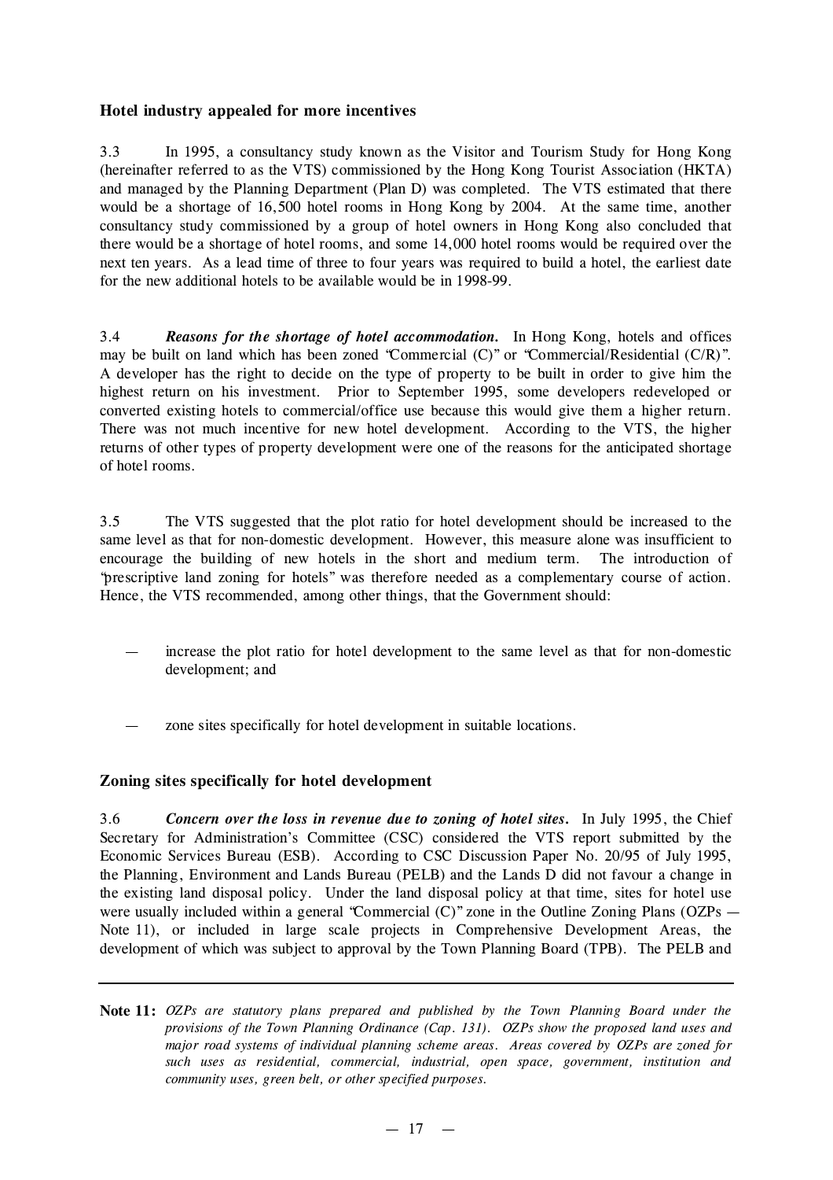## Hotel industry appealed for more incentives

3.3 In 1995, a consultancy study known as the Visitor and Tourism Study for Hong Kong (hereinafter referred to as the VTS) commissioned by the Hong Kong Tourist Association (HKTA) and managed by the Planning Department (Plan D) was completed. The VTS estimated that there would be a shortage of 16,500 hotel rooms in Hong Kong by 2004. At the same time, another consultancy study commissioned by a group of hotel owners in Hong Kong also concluded that there would be a shortage of hotel rooms, and some 14,000 hotel rooms would be required over the next ten years. As a lead time of three to four years was required to build a hotel, the earliest date for the new additional hotels to be available would be in 1998-99.

3.4 ***Reasons for the shortage of hotel accommodation.*** In Hong Kong, hotels and offices may be built on land which has been zoned "Commercial (C)" or "Commercial/Residential (C/R)". A developer has the right to decide on the type of property to be built in order to give him the highest return on his investment. Prior to September 1995, some developers redeveloped or converted existing hotels to commercial/office use because this would give them a higher return. There was not much incentive for new hotel development. According to the VTS, the higher returns of other types of property development were one of the reasons for the anticipated shortage of hotel rooms.

3.5 The VTS suggested that the plot ratio for hotel development should be increased to the same level as that for non-domestic development. However, this measure alone was insufficient to encourage the building of new hotels in the short and medium term. The introduction of "prescriptive land zoning for hotels" was therefore needed as a complementary course of action. Hence, the VTS recommended, among other things, that the Government should:

— increase the plot ratio for hotel development to the same level as that for non-domestic development; and

— zone sites specifically for hotel development in suitable locations.

## Zoning sites specifically for hotel development

3.6 ***Concern over the loss in revenue due to zoning of hotel sites.*** In July 1995, the Chief Secretary for Administration's Committee (CSC) considered the VTS report submitted by the Economic Services Bureau (ESB). According to CSC Discussion Paper No. 20/95 of July 1995, the Planning, Environment and Lands Bureau (PELB) and the Lands D did not favour a change in the existing land disposal policy. Under the land disposal policy at that time, sites for hotel use were usually included within a general "Commercial (C)" zone in the Outline Zoning Plans (OZPs — Note 11), or included in large scale projects in Comprehensive Development Areas, the development of which was subject to approval by the Town Planning Board (TPB). The PELB and

---

**Note 11:** *OZPs are statutory plans prepared and published by the Town Planning Board under the provisions of the Town Planning Ordinance (Cap. 131). OZPs show the proposed land uses and major road systems of individual planning scheme areas. Areas covered by OZPs are zoned for such uses as residential, commercial, industrial, open space, government, institution and community uses, green belt, or other specified purposes.*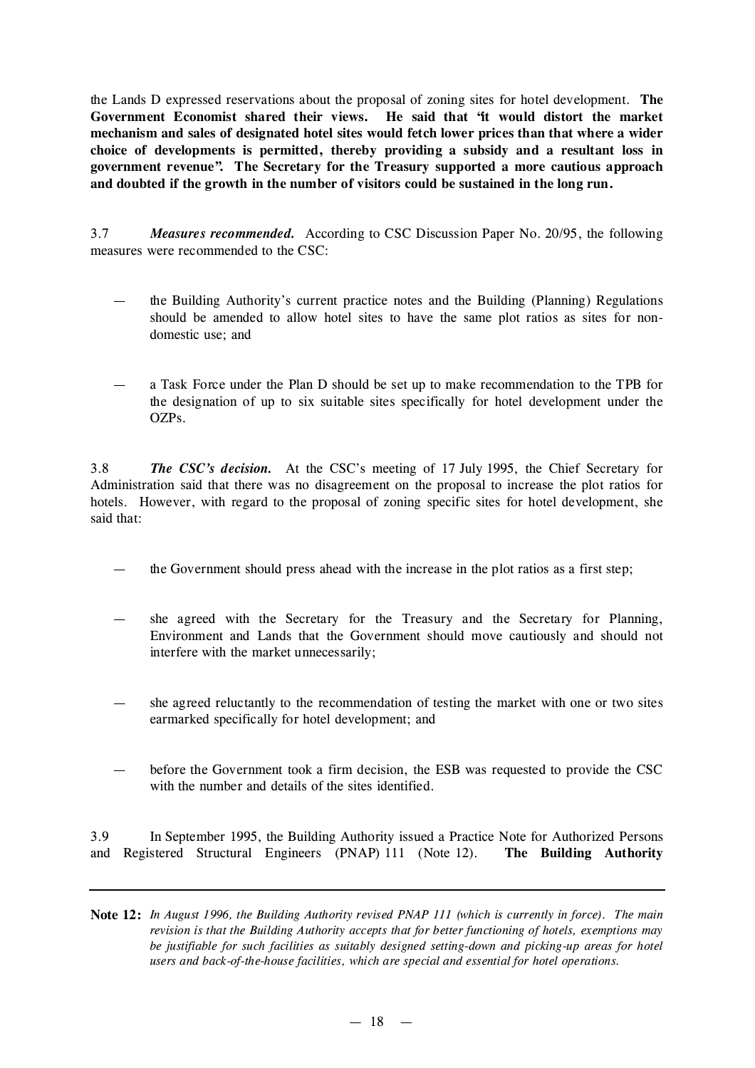the Lands D expressed reservations about the proposal of zoning sites for hotel development. **The Government Economist shared their views. He said that "it would distort the market mechanism and sales of designated hotel sites would fetch lower prices than that where a wider choice of developments is permitted, thereby providing a subsidy and a resultant loss in government revenue". The Secretary for the Treasury supported a more cautious approach and doubted if the growth in the number of visitors could be sustained in the long run.**

3.7 ***Measures recommended.*** According to CSC Discussion Paper No. 20/95, the following measures were recommended to the CSC:

— the Building Authority's current practice notes and the Building (Planning) Regulations should be amended to allow hotel sites to have the same plot ratios as sites for non-domestic use; and

— a Task Force under the Plan D should be set up to make recommendation to the TPB for the designation of up to six suitable sites specifically for hotel development under the OZPs.

3.8 ***The CSC's decision.*** At the CSC's meeting of 17 July 1995, the Chief Secretary for Administration said that there was no disagreement on the proposal to increase the plot ratios for hotels. However, with regard to the proposal of zoning specific sites for hotel development, she said that:

— the Government should press ahead with the increase in the plot ratios as a first step;

— she agreed with the Secretary for the Treasury and the Secretary for Planning, Environment and Lands that the Government should move cautiously and should not interfere with the market unnecessarily;

— she agreed reluctantly to the recommendation of testing the market with one or two sites earmarked specifically for hotel development; and

— before the Government took a firm decision, the ESB was requested to provide the CSC with the number and details of the sites identified.

3.9 In September 1995, the Building Authority issued a Practice Note for Authorized Persons and Registered Structural Engineers (PNAP) 111 (Note 12). **The Building Authority**

---

**Note 12:** *In August 1996, the Building Authority revised PNAP 111 (which is currently in force). The main revision is that the Building Authority accepts that for better functioning of hotels, exemptions may be justifiable for such facilities as suitably designed setting-down and picking-up areas for hotel users and back-of-the-house facilities, which are special and essential for hotel operations.*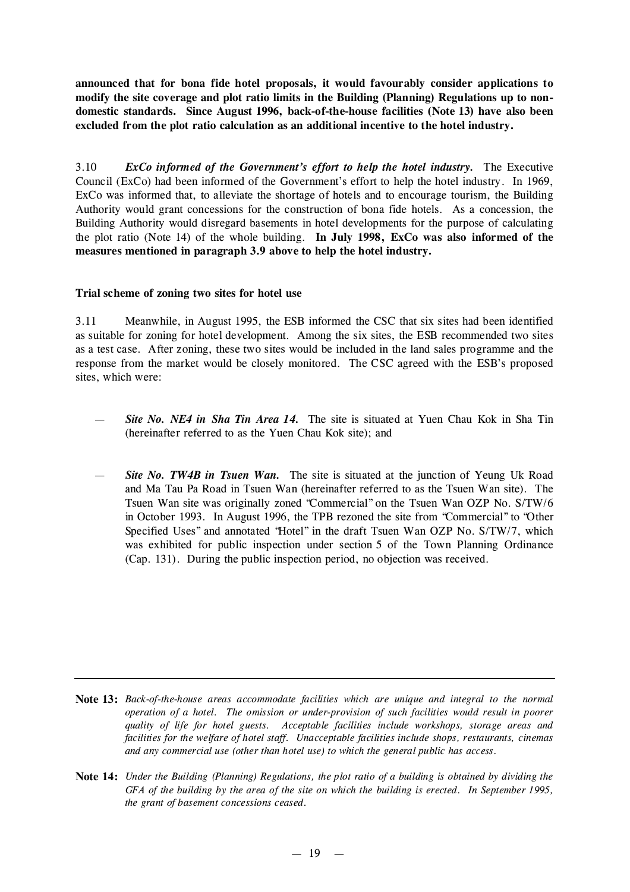**announced that for bona fide hotel proposals, it would favourably consider applications to modify the site coverage and plot ratio limits in the Building (Planning) Regulations up to non-domestic standards. Since August 1996, back-of-the-house facilities (Note 13) have also been excluded from the plot ratio calculation as an additional incentive to the hotel industry.**

3.10 ***ExCo informed of the Government's effort to help the hotel industry.*** The Executive Council (ExCo) had been informed of the Government's effort to help the hotel industry. In 1969, ExCo was informed that, to alleviate the shortage of hotels and to encourage tourism, the Building Authority would grant concessions for the construction of bona fide hotels. As a concession, the Building Authority would disregard basements in hotel developments for the purpose of calculating the plot ratio (Note 14) of the whole building. **In July 1998, ExCo was also informed of the measures mentioned in paragraph 3.9 above to help the hotel industry.**

### Trial scheme of zoning two sites for hotel use

3.11 Meanwhile, in August 1995, the ESB informed the CSC that six sites had been identified as suitable for zoning for hotel development. Among the six sites, the ESB recommended two sites as a test case. After zoning, these two sites would be included in the land sales programme and the response from the market would be closely monitored. The CSC agreed with the ESB's proposed sites, which were:

— ***Site No. NE4 in Sha Tin Area 14.*** The site is situated at Yuen Chau Kok in Sha Tin (hereinafter referred to as the Yuen Chau Kok site); and

— ***Site No. TW4B in Tsuen Wan.*** The site is situated at the junction of Yeung Uk Road and Ma Tau Pa Road in Tsuen Wan (hereinafter referred to as the Tsuen Wan site). The Tsuen Wan site was originally zoned "Commercial" on the Tsuen Wan OZP No. S/TW/6 in October 1993. In August 1996, the TPB rezoned the site from "Commercial" to "Other Specified Uses" and annotated "Hotel" in the draft Tsuen Wan OZP No. S/TW/7, which was exhibited for public inspection under section 5 of the Town Planning Ordinance (Cap. 131). During the public inspection period, no objection was received.

---

**Note 13:** *Back-of-the-house areas accommodate facilities which are unique and integral to the normal operation of a hotel. The omission or under-provision of such facilities would result in poorer quality of life for hotel guests. Acceptable facilities include workshops, storage areas and facilities for the welfare of hotel staff. Unacceptable facilities include shops, restaurants, cinemas and any commercial use (other than hotel use) to which the general public has access.*

**Note 14:** *Under the Building (Planning) Regulations, the plot ratio of a building is obtained by dividing the GFA of the building by the area of the site on which the building is erected. In September 1995, the grant of basement concessions ceased.*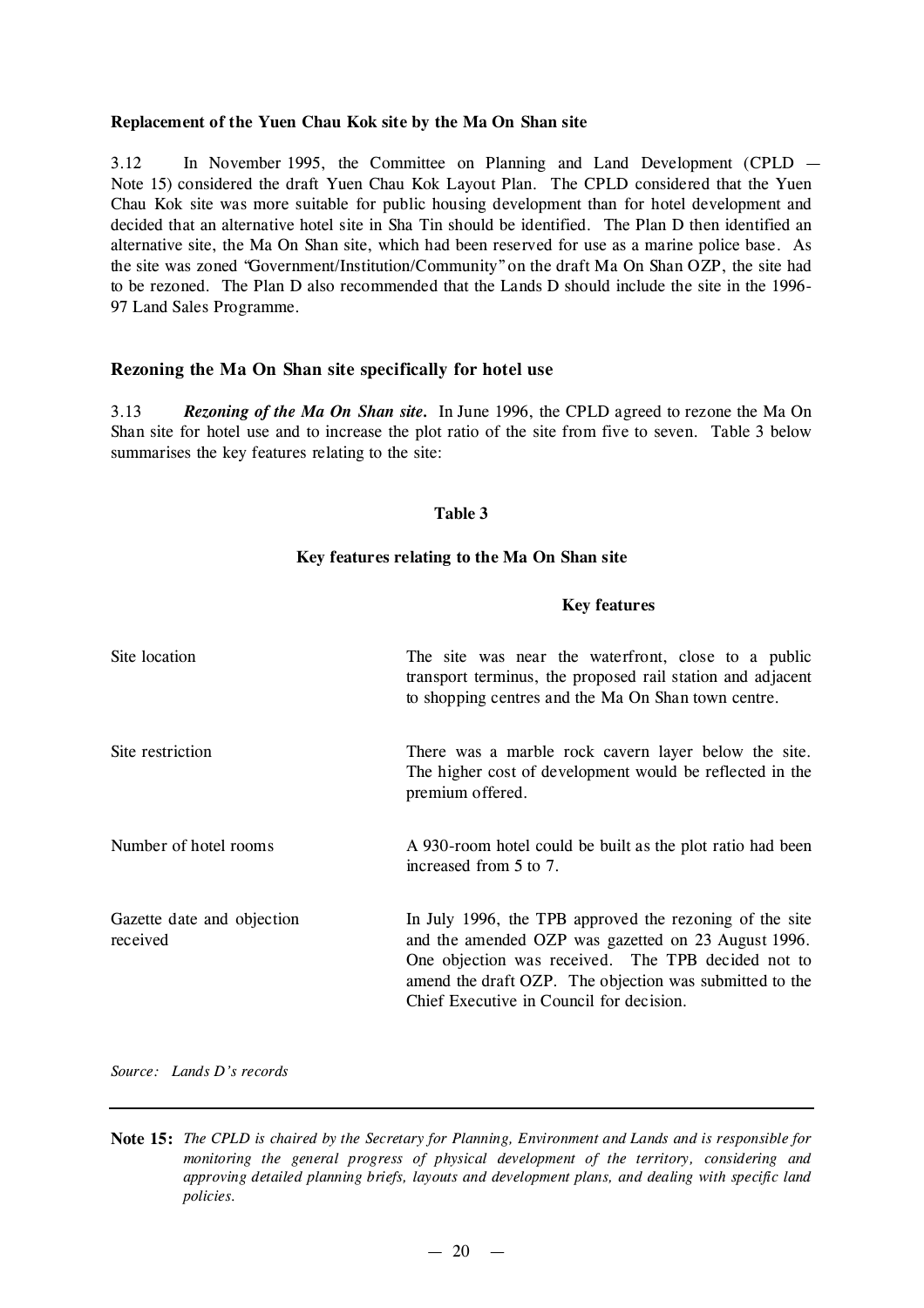### Replacement of the Yuen Chau Kok site by the Ma On Shan site

3.12 In November 1995, the Committee on Planning and Land Development (CPLD — Note 15) considered the draft Yuen Chau Kok Layout Plan. The CPLD considered that the Yuen Chau Kok site was more suitable for public housing development than for hotel development and decided that an alternative hotel site in Sha Tin should be identified. The Plan D then identified an alternative site, the Ma On Shan site, which had been reserved for use as a marine police base. As the site was zoned "Government/Institution/Community" on the draft Ma On Shan OZP, the site had to be rezoned. The Plan D also recommended that the Lands D should include the site in the 1996-97 Land Sales Programme.

### Rezoning the Ma On Shan site specifically for hotel use

3.13 ***Rezoning of the Ma On Shan site.*** In June 1996, the CPLD agreed to rezone the Ma On Shan site for hotel use and to increase the plot ratio of the site from five to seven. Table 3 below summarises the key features relating to the site:

**Table 3**

**Key features relating to the Ma On Shan site**

| | **Key features** |
|---|---|
| Site location | The site was near the waterfront, close to a public transport terminus, the proposed rail station and adjacent to shopping centres and the Ma On Shan town centre. |
| Site restriction | There was a marble rock cavern layer below the site. The higher cost of development would be reflected in the premium offered. |
| Number of hotel rooms | A 930-room hotel could be built as the plot ratio had been increased from 5 to 7. |
| Gazette date and objection received | In July 1996, the TPB approved the rezoning of the site and the amended OZP was gazetted on 23 August 1996. One objection was received. The TPB decided not to amend the draft OZP. The objection was submitted to the Chief Executive in Council for decision. |

*Source: Lands D's records*

---

**Note 15:** *The CPLD is chaired by the Secretary for Planning, Environment and Lands and is responsible for monitoring the general progress of physical development of the territory, considering and approving detailed planning briefs, layouts and development plans, and dealing with specific land policies.*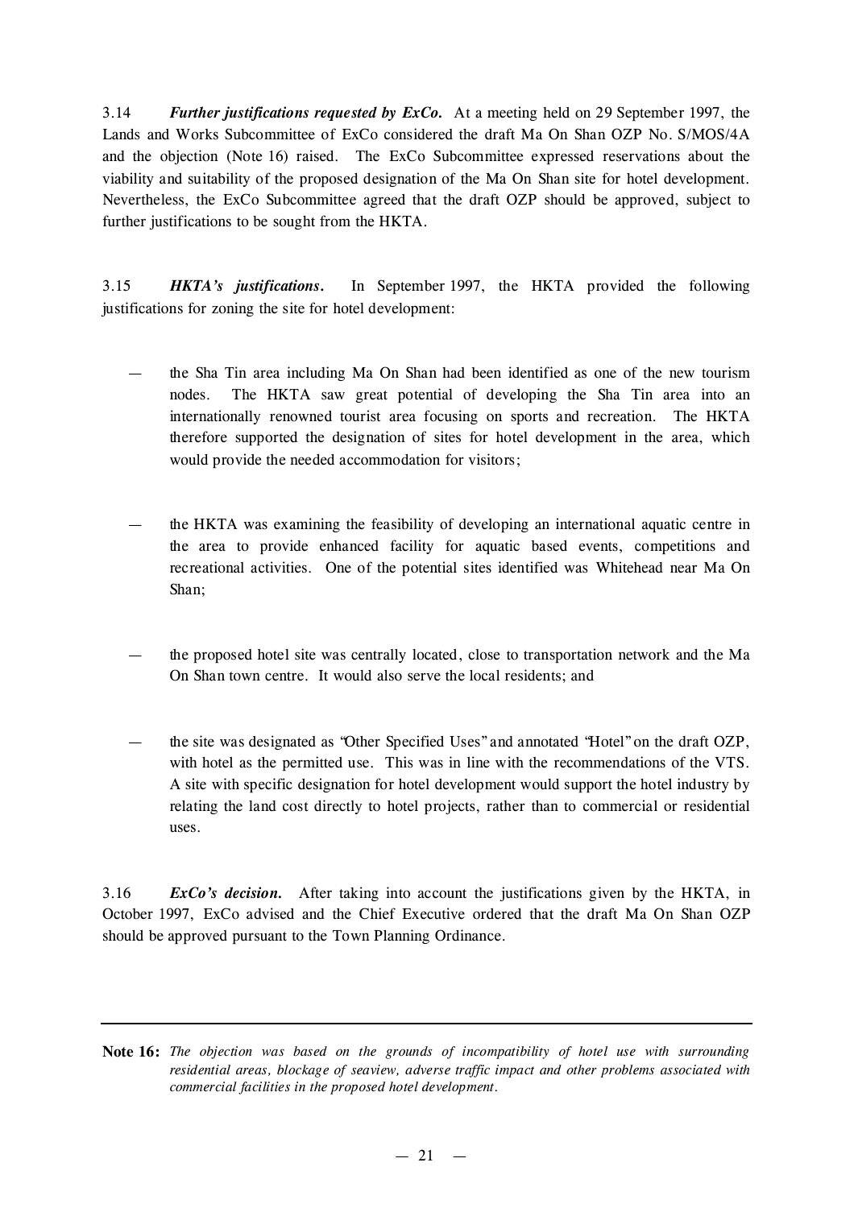3.14 ***Further justifications requested by ExCo.*** At a meeting held on 29 September 1997, the Lands and Works Subcommittee of ExCo considered the draft Ma On Shan OZP No. S/MOS/4A and the objection (Note 16) raised. The ExCo Subcommittee expressed reservations about the viability and suitability of the proposed designation of the Ma On Shan site for hotel development. Nevertheless, the ExCo Subcommittee agreed that the draft OZP should be approved, subject to further justifications to be sought from the HKTA.

3.15 ***HKTA's justifications.*** In September 1997, the HKTA provided the following justifications for zoning the site for hotel development:

— the Sha Tin area including Ma On Shan had been identified as one of the new tourism nodes. The HKTA saw great potential of developing the Sha Tin area into an internationally renowned tourist area focusing on sports and recreation. The HKTA therefore supported the designation of sites for hotel development in the area, which would provide the needed accommodation for visitors;

— the HKTA was examining the feasibility of developing an international aquatic centre in the area to provide enhanced facility for aquatic based events, competitions and recreational activities. One of the potential sites identified was Whitehead near Ma On Shan;

— the proposed hotel site was centrally located, close to transportation network and the Ma On Shan town centre. It would also serve the local residents; and

— the site was designated as "Other Specified Uses" and annotated "Hotel" on the draft OZP, with hotel as the permitted use. This was in line with the recommendations of the VTS. A site with specific designation for hotel development would support the hotel industry by relating the land cost directly to hotel projects, rather than to commercial or residential uses.

3.16 ***ExCo's decision.*** After taking into account the justifications given by the HKTA, in October 1997, ExCo advised and the Chief Executive ordered that the draft Ma On Shan OZP should be approved pursuant to the Town Planning Ordinance.

---

**Note 16:** *The objection was based on the grounds of incompatibility of hotel use with surrounding residential areas, blockage of seaview, adverse traffic impact and other problems associated with commercial facilities in the proposed hotel development.*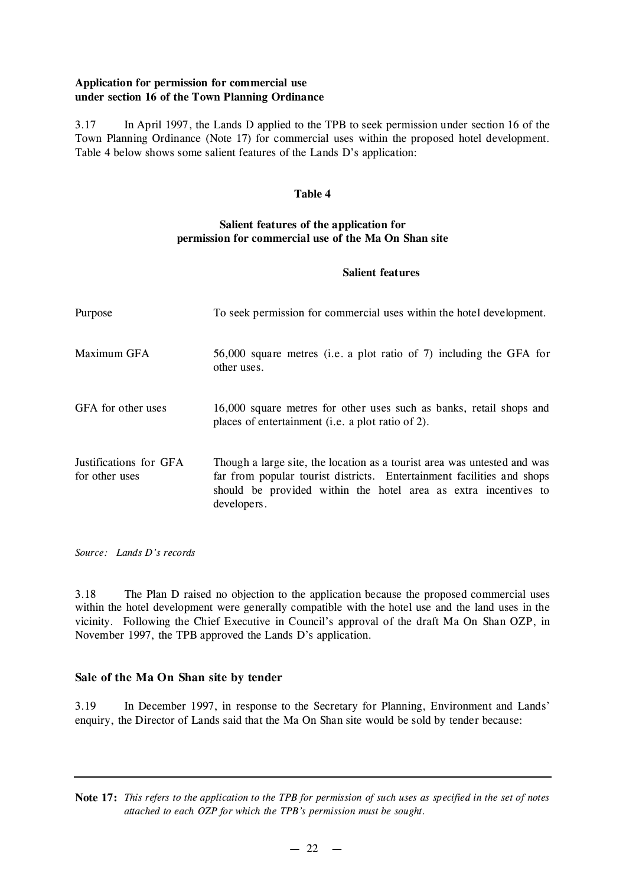**Application for permission for commercial use under section 16 of the Town Planning Ordinance**

3.17 In April 1997, the Lands D applied to the TPB to seek permission under section 16 of the Town Planning Ordinance (Note 17) for commercial uses within the proposed hotel development. Table 4 below shows some salient features of the Lands D's application:

**Table 4**

**Salient features of the application for permission for commercial use of the Ma On Shan site**

| | **Salient features** |
|---|---|
| Purpose | To seek permission for commercial uses within the hotel development. |
| Maximum GFA | 56,000 square metres (i.e. a plot ratio of 7) including the GFA for other uses. |
| GFA for other uses | 16,000 square metres for other uses such as banks, retail shops and places of entertainment (i.e. a plot ratio of 2). |
| Justifications for GFA for other uses | Though a large site, the location as a tourist area was untested and was far from popular tourist districts. Entertainment facilities and shops should be provided within the hotel area as extra incentives to developers. |

*Source: Lands D's records*

3.18 The Plan D raised no objection to the application because the proposed commercial uses within the hotel development were generally compatible with the hotel use and the land uses in the vicinity. Following the Chief Executive in Council's approval of the draft Ma On Shan OZP, in November 1997, the TPB approved the Lands D's application.

## Sale of the Ma On Shan site by tender

3.19 In December 1997, in response to the Secretary for Planning, Environment and Lands' enquiry, the Director of Lands said that the Ma On Shan site would be sold by tender because:

---

**Note 17:** *This refers to the application to the TPB for permission of such uses as specified in the set of notes attached to each OZP for which the TPB's permission must be sought.*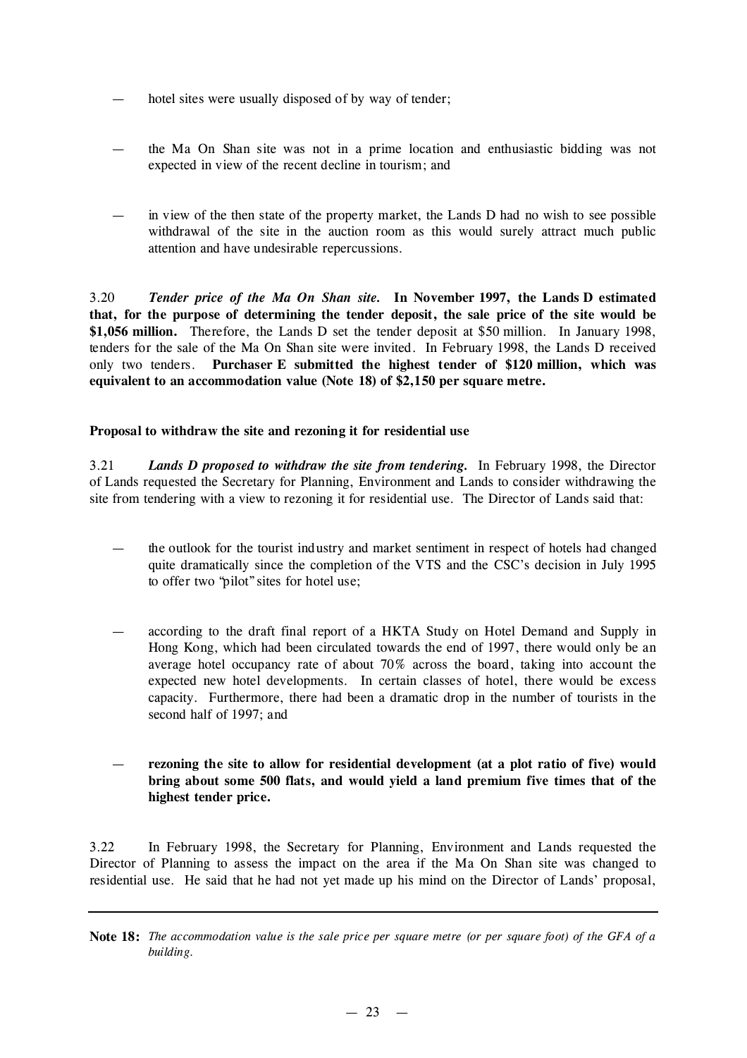- hotel sites were usually disposed of by way of tender;

- the Ma On Shan site was not in a prime location and enthusiastic bidding was not expected in view of the recent decline in tourism; and

- in view of the then state of the property market, the Lands D had no wish to see possible withdrawal of the site in the auction room as this would surely attract much public attention and have undesirable repercussions.

3.20 ***Tender price of the Ma On Shan site.*** **In November 1997, the Lands D estimated that, for the purpose of determining the tender deposit, the sale price of the site would be $1,056 million.** Therefore, the Lands D set the tender deposit at $50 million. In January 1998, tenders for the sale of the Ma On Shan site were invited. In February 1998, the Lands D received only two tenders. **Purchaser E submitted the highest tender of $120 million, which was equivalent to an accommodation value (Note 18) of $2,150 per square metre.**

**Proposal to withdraw the site and rezoning it for residential use**

3.21 ***Lands D proposed to withdraw the site from tendering.*** In February 1998, the Director of Lands requested the Secretary for Planning, Environment and Lands to consider withdrawing the site from tendering with a view to rezoning it for residential use. The Director of Lands said that:

- the outlook for the tourist industry and market sentiment in respect of hotels had changed quite dramatically since the completion of the VTS and the CSC's decision in July 1995 to offer two "pilot" sites for hotel use;

- according to the draft final report of a HKTA Study on Hotel Demand and Supply in Hong Kong, which had been circulated towards the end of 1997, there would only be an average hotel occupancy rate of about 70% across the board, taking into account the expected new hotel developments. In certain classes of hotel, there would be excess capacity. Furthermore, there had been a dramatic drop in the number of tourists in the second half of 1997; and

- **rezoning the site to allow for residential development (at a plot ratio of five) would bring about some 500 flats, and would yield a land premium five times that of the highest tender price.**

3.22 In February 1998, the Secretary for Planning, Environment and Lands requested the Director of Planning to assess the impact on the area if the Ma On Shan site was changed to residential use. He said that he had not yet made up his mind on the Director of Lands' proposal,

---

**Note 18:** *The accommodation value is the sale price per square metre (or per square foot) of the GFA of a building.*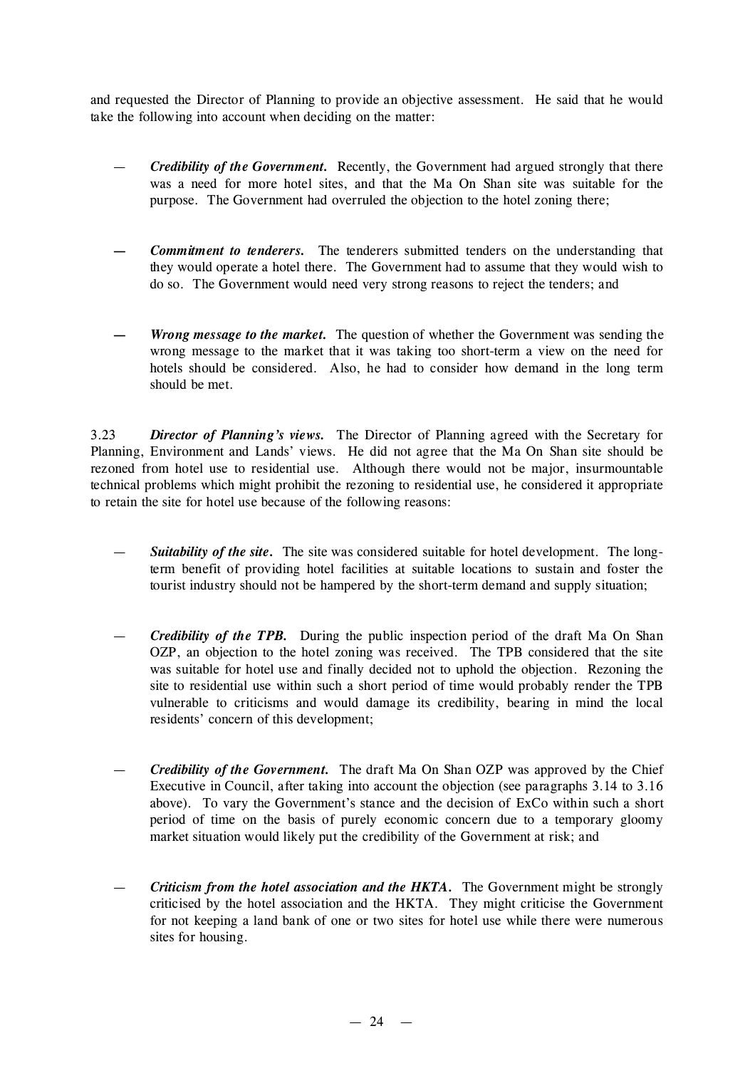and requested the Director of Planning to provide an objective assessment. He said that he would take the following into account when deciding on the matter:

— ***Credibility of the Government.*** Recently, the Government had argued strongly that there was a need for more hotel sites, and that the Ma On Shan site was suitable for the purpose. The Government had overruled the objection to the hotel zoning there;

— ***Commitment to tenderers.*** The tenderers submitted tenders on the understanding that they would operate a hotel there. The Government had to assume that they would wish to do so. The Government would need very strong reasons to reject the tenders; and

— ***Wrong message to the market.*** The question of whether the Government was sending the wrong message to the market that it was taking too short-term a view on the need for hotels should be considered. Also, he had to consider how demand in the long term should be met.

3.23 ***Director of Planning's views.*** The Director of Planning agreed with the Secretary for Planning, Environment and Lands' views. He did not agree that the Ma On Shan site should be rezoned from hotel use to residential use. Although there would not be major, insurmountable technical problems which might prohibit the rezoning to residential use, he considered it appropriate to retain the site for hotel use because of the following reasons:

— ***Suitability of the site.*** The site was considered suitable for hotel development. The long-term benefit of providing hotel facilities at suitable locations to sustain and foster the tourist industry should not be hampered by the short-term demand and supply situation;

— ***Credibility of the TPB.*** During the public inspection period of the draft Ma On Shan OZP, an objection to the hotel zoning was received. The TPB considered that the site was suitable for hotel use and finally decided not to uphold the objection. Rezoning the site to residential use within such a short period of time would probably render the TPB vulnerable to criticisms and would damage its credibility, bearing in mind the local residents' concern of this development;

— ***Credibility of the Government.*** The draft Ma On Shan OZP was approved by the Chief Executive in Council, after taking into account the objection (see paragraphs 3.14 to 3.16 above). To vary the Government's stance and the decision of ExCo within such a short period of time on the basis of purely economic concern due to a temporary gloomy market situation would likely put the credibility of the Government at risk; and

— ***Criticism from the hotel association and the HKTA.*** The Government might be strongly criticised by the hotel association and the HKTA. They might criticise the Government for not keeping a land bank of one or two sites for hotel use while there were numerous sites for housing.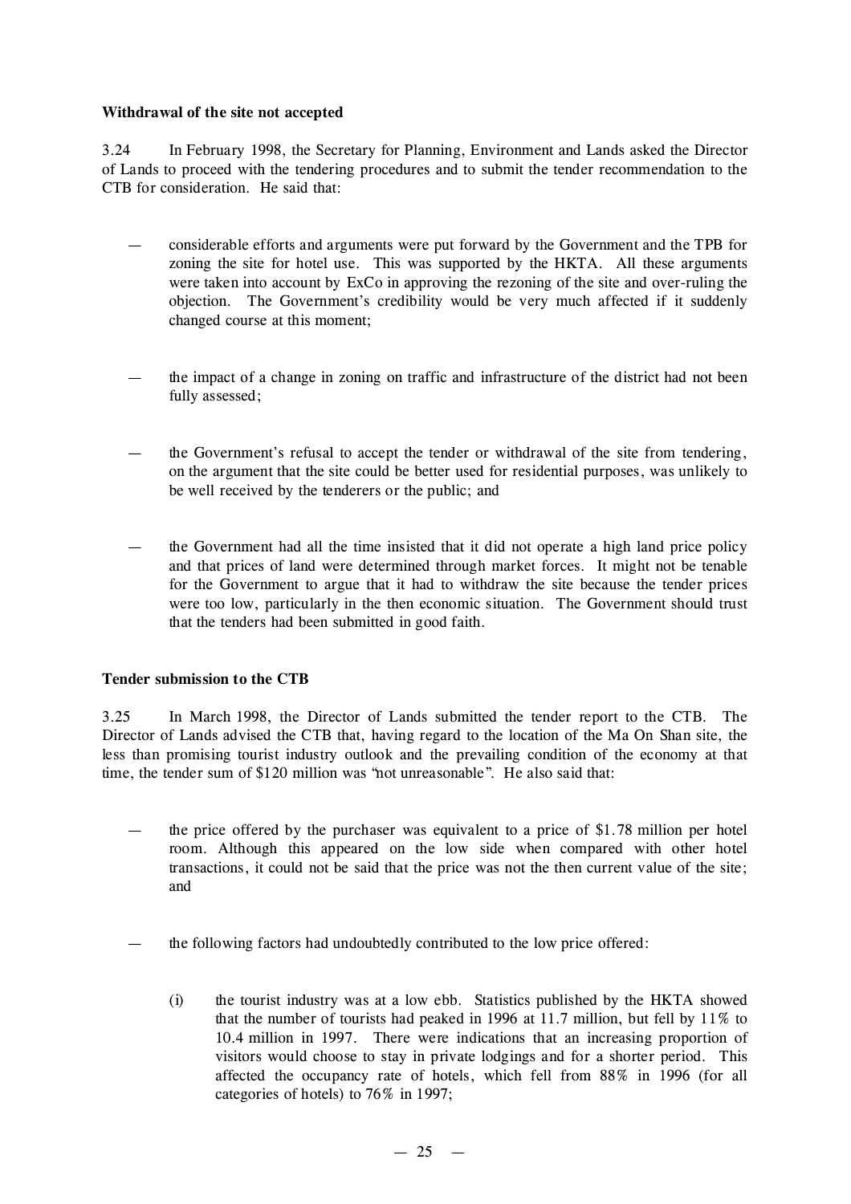**Withdrawal of the site not accepted**

3.24 In February 1998, the Secretary for Planning, Environment and Lands asked the Director of Lands to proceed with the tendering procedures and to submit the tender recommendation to the CTB for consideration. He said that:

— considerable efforts and arguments were put forward by the Government and the TPB for zoning the site for hotel use. This was supported by the HKTA. All these arguments were taken into account by ExCo in approving the rezoning of the site and over-ruling the objection. The Government's credibility would be very much affected if it suddenly changed course at this moment;

— the impact of a change in zoning on traffic and infrastructure of the district had not been fully assessed;

— the Government's refusal to accept the tender or withdrawal of the site from tendering, on the argument that the site could be better used for residential purposes, was unlikely to be well received by the tenderers or the public; and

— the Government had all the time insisted that it did not operate a high land price policy and that prices of land were determined through market forces. It might not be tenable for the Government to argue that it had to withdraw the site because the tender prices were too low, particularly in the then economic situation. The Government should trust that the tenders had been submitted in good faith.

**Tender submission to the CTB**

3.25 In March 1998, the Director of Lands submitted the tender report to the CTB. The Director of Lands advised the CTB that, having regard to the location of the Ma On Shan site, the less than promising tourist industry outlook and the prevailing condition of the economy at that time, the tender sum of $120 million was "not unreasonable". He also said that:

— the price offered by the purchaser was equivalent to a price of $1.78 million per hotel room. Although this appeared on the low side when compared with other hotel transactions, it could not be said that the price was not the then current value of the site; and

— the following factors had undoubtedly contributed to the low price offered:

  (i) the tourist industry was at a low ebb. Statistics published by the HKTA showed that the number of tourists had peaked in 1996 at 11.7 million, but fell by 11% to 10.4 million in 1997. There were indications that an increasing proportion of visitors would choose to stay in private lodgings and for a shorter period. This affected the occupancy rate of hotels, which fell from 88% in 1996 (for all categories of hotels) to 76% in 1997;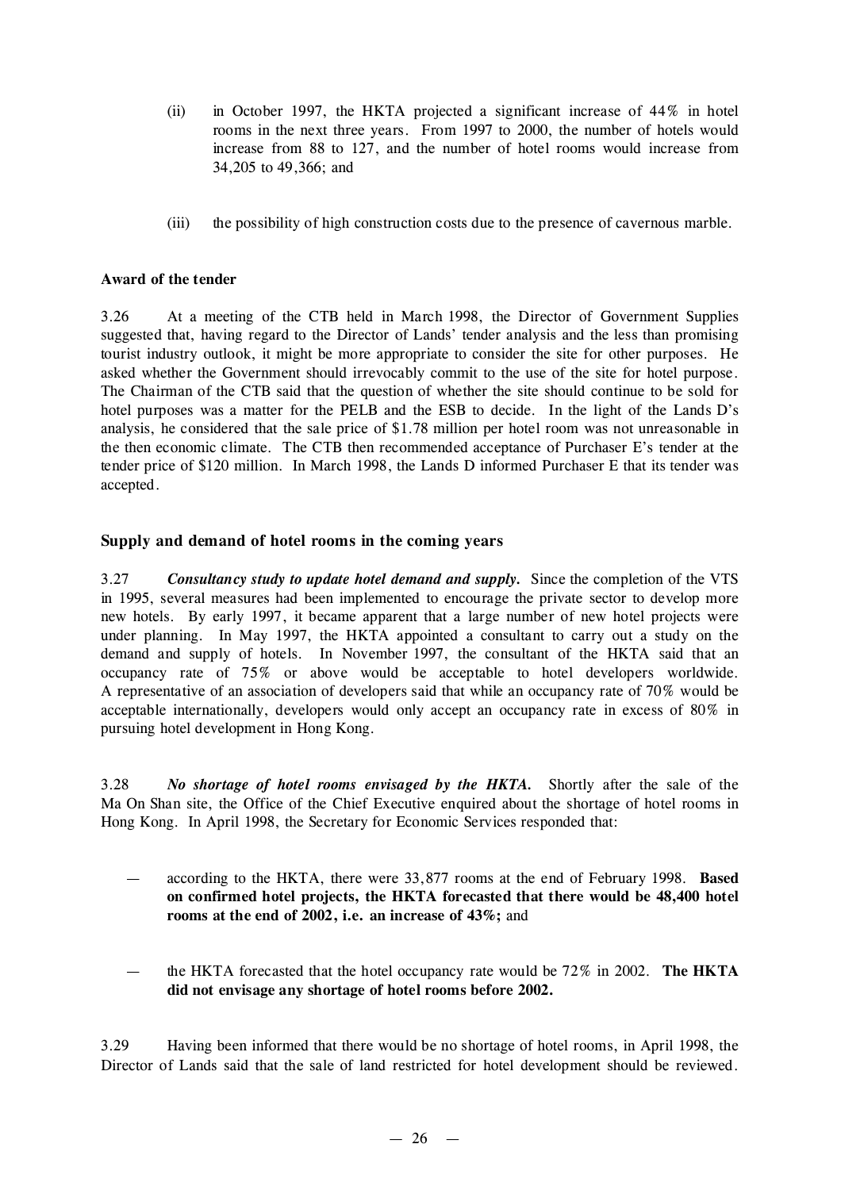(ii) in October 1997, the HKTA projected a significant increase of 44% in hotel rooms in the next three years. From 1997 to 2000, the number of hotels would increase from 88 to 127, and the number of hotel rooms would increase from 34,205 to 49,366; and

(iii) the possibility of high construction costs due to the presence of cavernous marble.

### Award of the tender

3.26 At a meeting of the CTB held in March 1998, the Director of Government Supplies suggested that, having regard to the Director of Lands' tender analysis and the less than promising tourist industry outlook, it might be more appropriate to consider the site for other purposes. He asked whether the Government should irrevocably commit to the use of the site for hotel purpose. The Chairman of the CTB said that the question of whether the site should continue to be sold for hotel purposes was a matter for the PELB and the ESB to decide. In the light of the Lands D's analysis, he considered that the sale price of $1.78 million per hotel room was not unreasonable in the then economic climate. The CTB then recommended acceptance of Purchaser E's tender at the tender price of $120 million. In March 1998, the Lands D informed Purchaser E that its tender was accepted.

### Supply and demand of hotel rooms in the coming years

3.27 ***Consultancy study to update hotel demand and supply.*** Since the completion of the VTS in 1995, several measures had been implemented to encourage the private sector to develop more new hotels. By early 1997, it became apparent that a large number of new hotel projects were under planning. In May 1997, the HKTA appointed a consultant to carry out a study on the demand and supply of hotels. In November 1997, the consultant of the HKTA said that an occupancy rate of 75% or above would be acceptable to hotel developers worldwide. A representative of an association of developers said that while an occupancy rate of 70% would be acceptable internationally, developers would only accept an occupancy rate in excess of 80% in pursuing hotel development in Hong Kong.

3.28 ***No shortage of hotel rooms envisaged by the HKTA.*** Shortly after the sale of the Ma On Shan site, the Office of the Chief Executive enquired about the shortage of hotel rooms in Hong Kong. In April 1998, the Secretary for Economic Services responded that:

— according to the HKTA, there were 33,877 rooms at the end of February 1998. **Based on confirmed hotel projects, the HKTA forecasted that there would be 48,400 hotel rooms at the end of 2002, i.e. an increase of 43%;** and

— the HKTA forecasted that the hotel occupancy rate would be 72% in 2002. **The HKTA did not envisage any shortage of hotel rooms before 2002.**

3.29 Having been informed that there would be no shortage of hotel rooms, in April 1998, the Director of Lands said that the sale of land restricted for hotel development should be reviewed.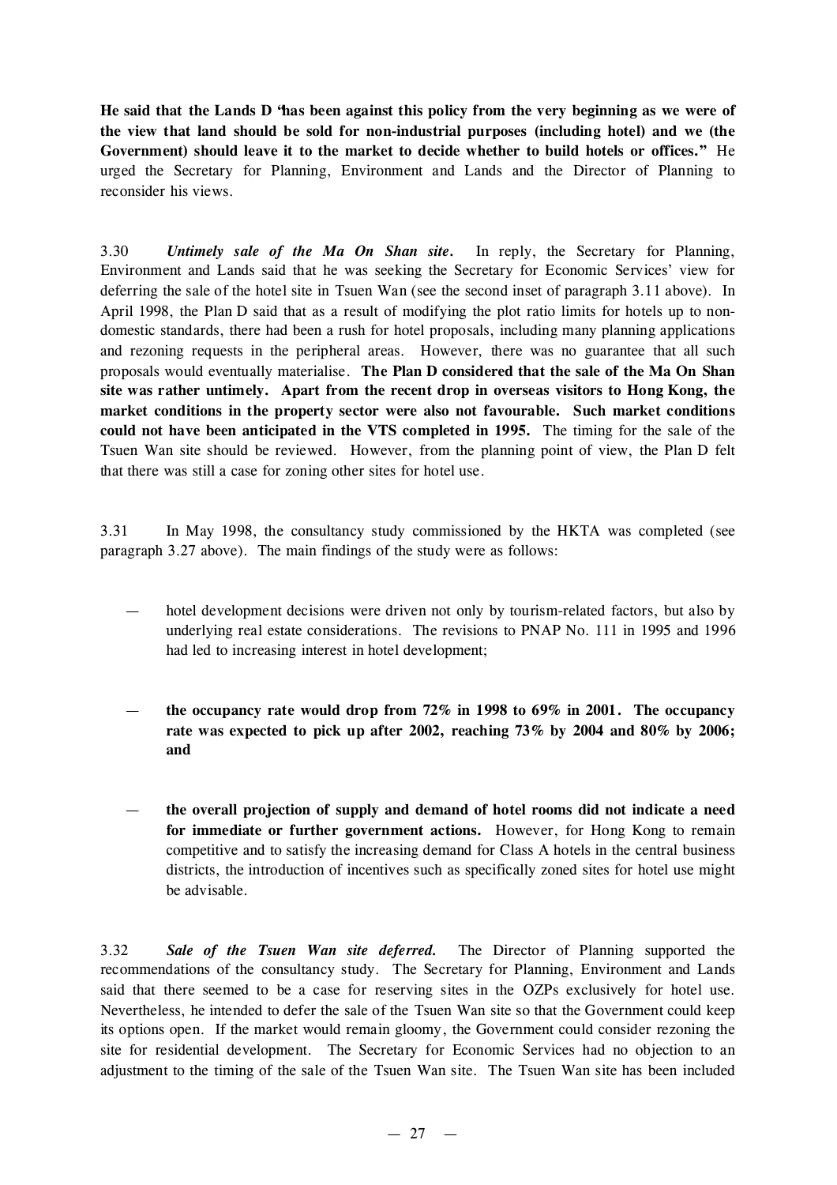**He said that the Lands D "has been against this policy from the very beginning as we were of the view that land should be sold for non-industrial purposes (including hotel) and we (the Government) should leave it to the market to decide whether to build hotels or offices."** He urged the Secretary for Planning, Environment and Lands and the Director of Planning to reconsider his views.

3.30 ***Untimely sale of the Ma On Shan site.*** In reply, the Secretary for Planning, Environment and Lands said that he was seeking the Secretary for Economic Services' view for deferring the sale of the hotel site in Tsuen Wan (see the second inset of paragraph 3.11 above). In April 1998, the Plan D said that as a result of modifying the plot ratio limits for hotels up to non-domestic standards, there had been a rush for hotel proposals, including many planning applications and rezoning requests in the peripheral areas. However, there was no guarantee that all such proposals would eventually materialise. **The Plan D considered that the sale of the Ma On Shan site was rather untimely. Apart from the recent drop in overseas visitors to Hong Kong, the market conditions in the property sector were also not favourable. Such market conditions could not have been anticipated in the VTS completed in 1995.** The timing for the sale of the Tsuen Wan site should be reviewed. However, from the planning point of view, the Plan D felt that there was still a case for zoning other sites for hotel use.

3.31 In May 1998, the consultancy study commissioned by the HKTA was completed (see paragraph 3.27 above). The main findings of the study were as follows:

- hotel development decisions were driven not only by tourism-related factors, but also by underlying real estate considerations. The revisions to PNAP No. 111 in 1995 and 1996 had led to increasing interest in hotel development;
- **the occupancy rate would drop from 72% in 1998 to 69% in 2001. The occupancy rate was expected to pick up after 2002, reaching 73% by 2004 and 80% by 2006; and**
- **the overall projection of supply and demand of hotel rooms did not indicate a need for immediate or further government actions.** However, for Hong Kong to remain competitive and to satisfy the increasing demand for Class A hotels in the central business districts, the introduction of incentives such as specifically zoned sites for hotel use might be advisable.

3.32 ***Sale of the Tsuen Wan site deferred.*** The Director of Planning supported the recommendations of the consultancy study. The Secretary for Planning, Environment and Lands said that there seemed to be a case for reserving sites in the OZPs exclusively for hotel use. Nevertheless, he intended to defer the sale of the Tsuen Wan site so that the Government could keep its options open. If the market would remain gloomy, the Government could consider rezoning the site for residential development. The Secretary for Economic Services had no objection to an adjustment to the timing of the sale of the Tsuen Wan site. The Tsuen Wan site has been included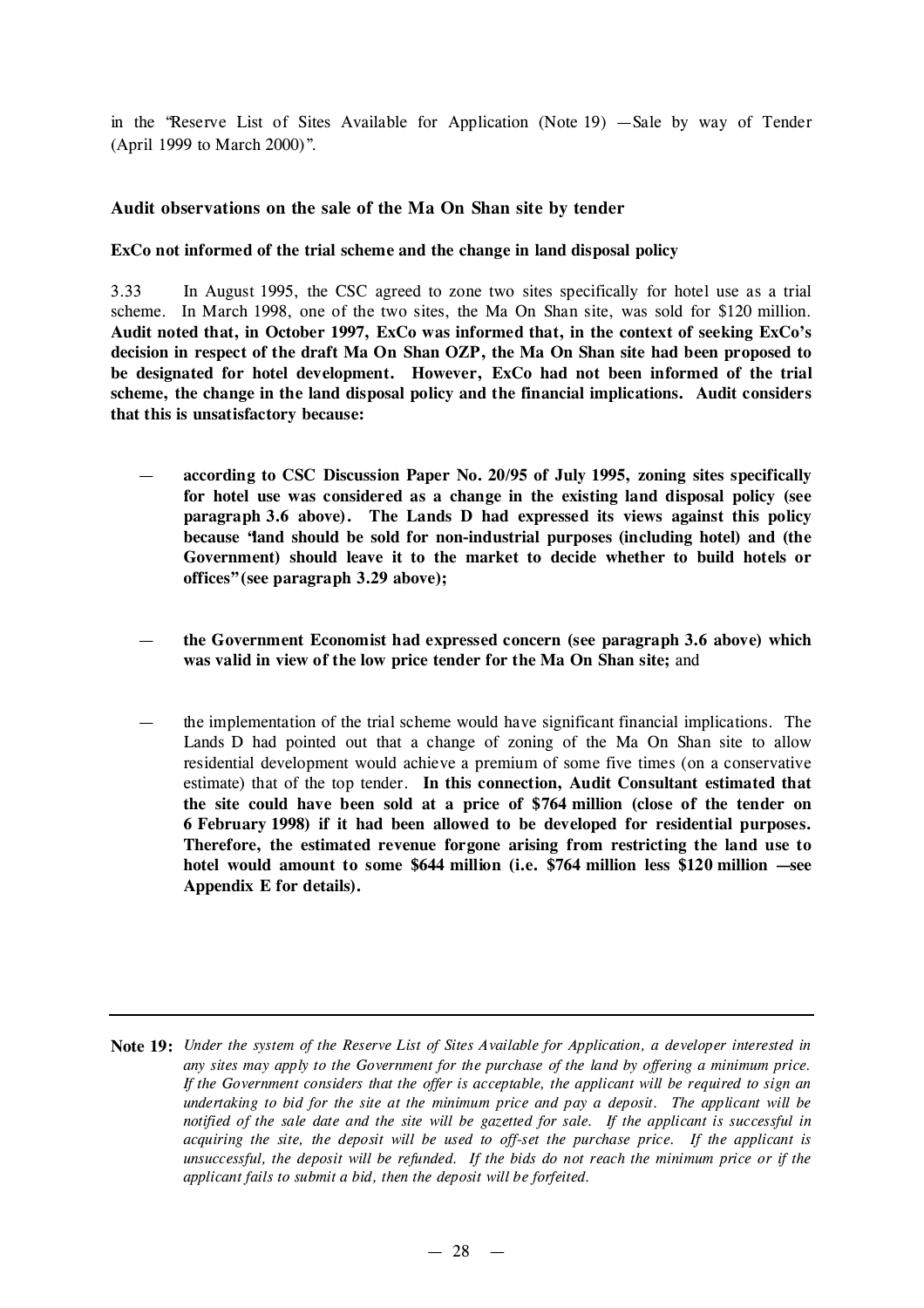in the "Reserve List of Sites Available for Application (Note 19) —Sale by way of Tender (April 1999 to March 2000)".

### Audit observations on the sale of the Ma On Shan site by tender

**ExCo not informed of the trial scheme and the change in land disposal policy**

3.33 In August 1995, the CSC agreed to zone two sites specifically for hotel use as a trial scheme. In March 1998, one of the two sites, the Ma On Shan site, was sold for $120 million. **Audit noted that, in October 1997, ExCo was informed that, in the context of seeking ExCo's decision in respect of the draft Ma On Shan OZP, the Ma On Shan site had been proposed to be designated for hotel development. However, ExCo had not been informed of the trial scheme, the change in the land disposal policy and the financial implications. Audit considers that this is unsatisfactory because:**

- **according to CSC Discussion Paper No. 20/95 of July 1995, zoning sites specifically for hotel use was considered as a change in the existing land disposal policy (see paragraph 3.6 above). The Lands D had expressed its views against this policy because "land should be sold for non-industrial purposes (including hotel) and (the Government) should leave it to the market to decide whether to build hotels or offices" (see paragraph 3.29 above);**

- **the Government Economist had expressed concern (see paragraph 3.6 above) which was valid in view of the low price tender for the Ma On Shan site;** and

- the implementation of the trial scheme would have significant financial implications. The Lands D had pointed out that a change of zoning of the Ma On Shan site to allow residential development would achieve a premium of some five times (on a conservative estimate) that of the top tender. **In this connection, Audit Consultant estimated that the site could have been sold at a price of $764 million (close of the tender on 6 February 1998) if it had been allowed to be developed for residential purposes. Therefore, the estimated revenue forgone arising from restricting the land use to hotel would amount to some $644 million (i.e. $764 million less $120 million —see Appendix E for details).**

---

**Note 19:** *Under the system of the Reserve List of Sites Available for Application, a developer interested in any sites may apply to the Government for the purchase of the land by offering a minimum price. If the Government considers that the offer is acceptable, the applicant will be required to sign an undertaking to bid for the site at the minimum price and pay a deposit. The applicant will be notified of the sale date and the site will be gazetted for sale. If the applicant is successful in acquiring the site, the deposit will be used to off-set the purchase price. If the applicant is unsuccessful, the deposit will be refunded. If the bids do not reach the minimum price or if the applicant fails to submit a bid, then the deposit will be forfeited.*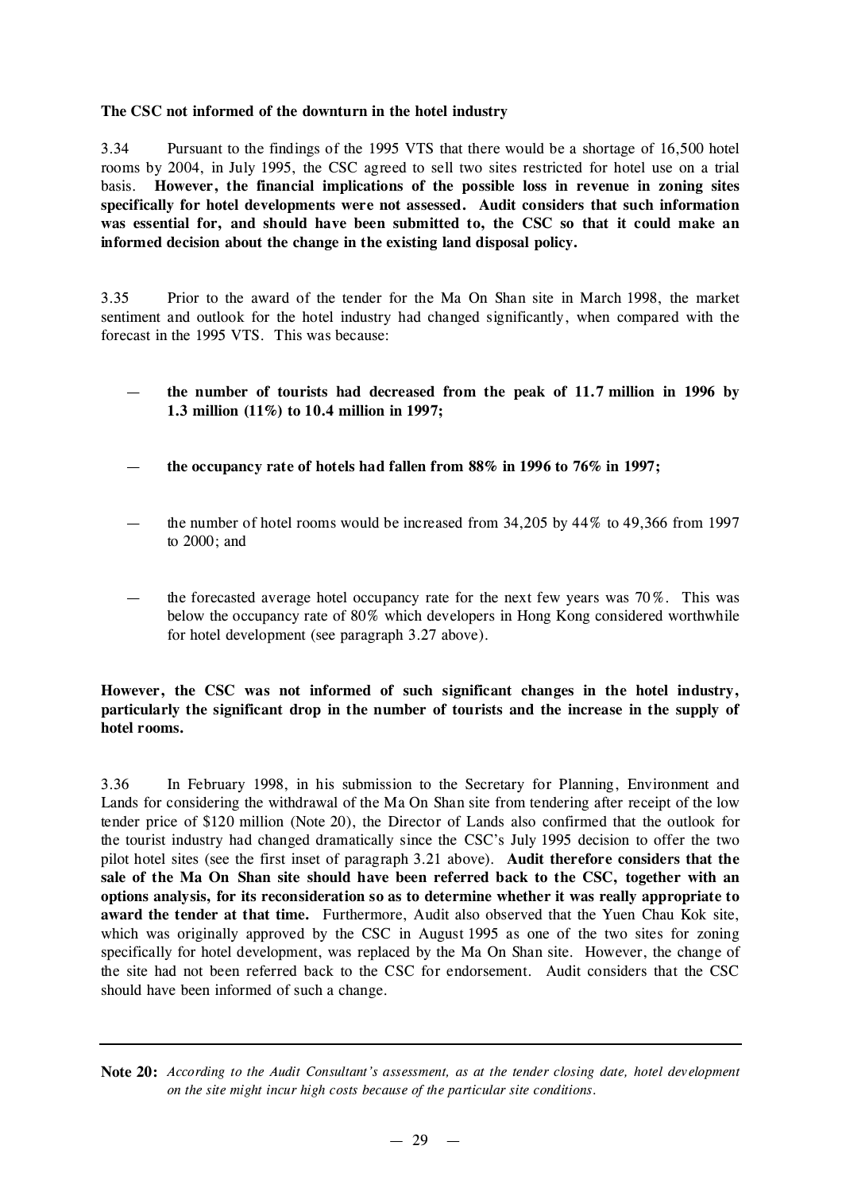**The CSC not informed of the downturn in the hotel industry**

3.34 Pursuant to the findings of the 1995 VTS that there would be a shortage of 16,500 hotel rooms by 2004, in July 1995, the CSC agreed to sell two sites restricted for hotel use on a trial basis. **However, the financial implications of the possible loss in revenue in zoning sites specifically for hotel developments were not assessed. Audit considers that such information was essential for, and should have been submitted to, the CSC so that it could make an informed decision about the change in the existing land disposal policy.**

3.35 Prior to the award of the tender for the Ma On Shan site in March 1998, the market sentiment and outlook for the hotel industry had changed significantly, when compared with the forecast in the 1995 VTS. This was because:

— **the number of tourists had decreased from the peak of 11.7 million in 1996 by 1.3 million (11%) to 10.4 million in 1997;**

— **the occupancy rate of hotels had fallen from 88% in 1996 to 76% in 1997;**

— the number of hotel rooms would be increased from 34,205 by 44% to 49,366 from 1997 to 2000; and

— the forecasted average hotel occupancy rate for the next few years was 70%. This was below the occupancy rate of 80% which developers in Hong Kong considered worthwhile for hotel development (see paragraph 3.27 above).

**However, the CSC was not informed of such significant changes in the hotel industry, particularly the significant drop in the number of tourists and the increase in the supply of hotel rooms.**

3.36 In February 1998, in his submission to the Secretary for Planning, Environment and Lands for considering the withdrawal of the Ma On Shan site from tendering after receipt of the low tender price of $120 million (Note 20), the Director of Lands also confirmed that the outlook for the tourist industry had changed dramatically since the CSC's July 1995 decision to offer the two pilot hotel sites (see the first inset of paragraph 3.21 above). **Audit therefore considers that the sale of the Ma On Shan site should have been referred back to the CSC, together with an options analysis, for its reconsideration so as to determine whether it was really appropriate to award the tender at that time.** Furthermore, Audit also observed that the Yuen Chau Kok site, which was originally approved by the CSC in August 1995 as one of the two sites for zoning specifically for hotel development, was replaced by the Ma On Shan site. However, the change of the site had not been referred back to the CSC for endorsement. Audit considers that the CSC should have been informed of such a change.

---

**Note 20:** *According to the Audit Consultant's assessment, as at the tender closing date, hotel development on the site might incur high costs because of the particular site conditions.*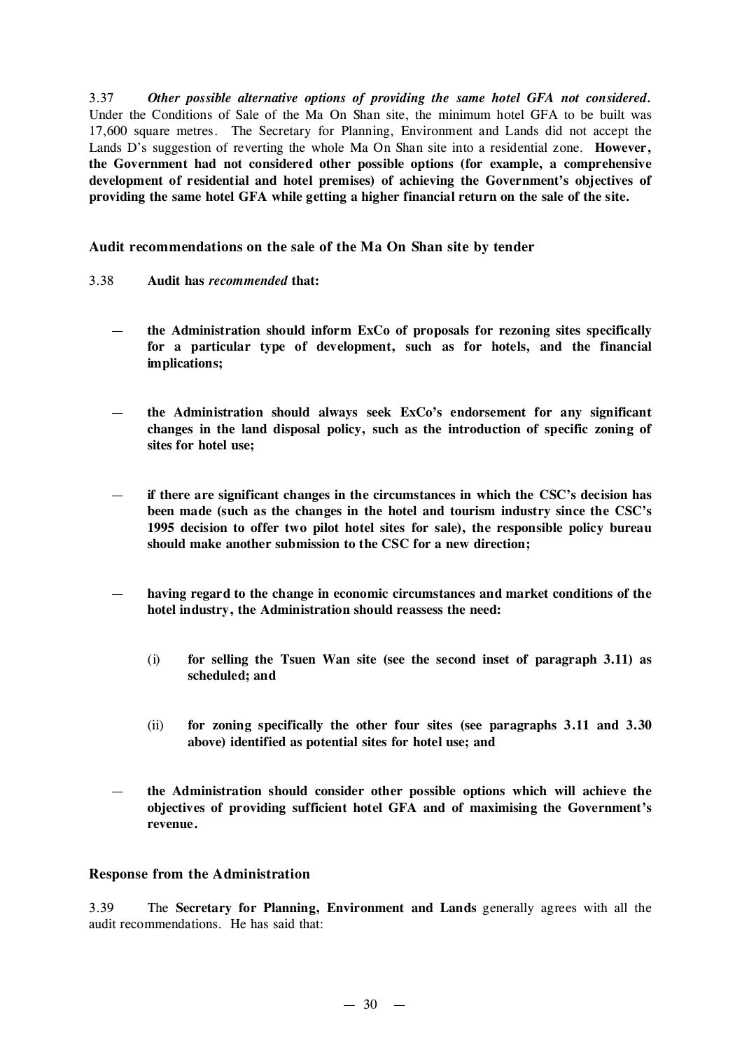3.37 ***Other possible alternative options of providing the same hotel GFA not considered.*** Under the Conditions of Sale of the Ma On Shan site, the minimum hotel GFA to be built was 17,600 square metres. The Secretary for Planning, Environment and Lands did not accept the Lands D's suggestion of reverting the whole Ma On Shan site into a residential zone. **However, the Government had not considered other possible options (for example, a comprehensive development of residential and hotel premises) of achieving the Government's objectives of providing the same hotel GFA while getting a higher financial return on the sale of the site.**

### Audit recommendations on the sale of the Ma On Shan site by tender

3.38 **Audit has *recommended* that:**

— **the Administration should inform ExCo of proposals for rezoning sites specifically for a particular type of development, such as for hotels, and the financial implications;**

— **the Administration should always seek ExCo's endorsement for any significant changes in the land disposal policy, such as the introduction of specific zoning of sites for hotel use;**

— **if there are significant changes in the circumstances in which the CSC's decision has been made (such as the changes in the hotel and tourism industry since the CSC's 1995 decision to offer two pilot hotel sites for sale), the responsible policy bureau should make another submission to the CSC for a new direction;**

— **having regard to the change in economic circumstances and market conditions of the hotel industry, the Administration should reassess the need:**

(i) **for selling the Tsuen Wan site (see the second inset of paragraph 3.11) as scheduled; and**

(ii) **for zoning specifically the other four sites (see paragraphs 3.11 and 3.30 above) identified as potential sites for hotel use; and**

— **the Administration should consider other possible options which will achieve the objectives of providing sufficient hotel GFA and of maximising the Government's revenue.**

### Response from the Administration

3.39 The **Secretary for Planning, Environment and Lands** generally agrees with all the audit recommendations. He has said that: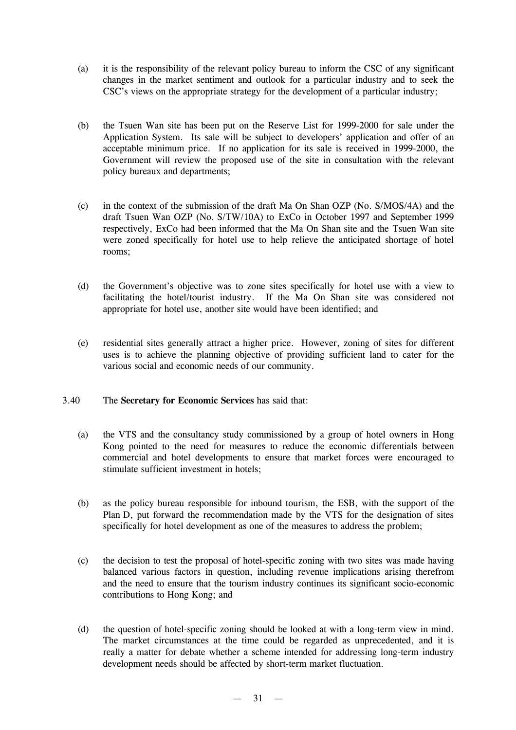(a) it is the responsibility of the relevant policy bureau to inform the CSC of any significant changes in the market sentiment and outlook for a particular industry and to seek the CSC's views on the appropriate strategy for the development of a particular industry;

(b) the Tsuen Wan site has been put on the Reserve List for 1999-2000 for sale under the Application System. Its sale will be subject to developers' application and offer of an acceptable minimum price. If no application for its sale is received in 1999-2000, the Government will review the proposed use of the site in consultation with the relevant policy bureaux and departments;

(c) in the context of the submission of the draft Ma On Shan OZP (No. S/MOS/4A) and the draft Tsuen Wan OZP (No. S/TW/10A) to ExCo in October 1997 and September 1999 respectively, ExCo had been informed that the Ma On Shan site and the Tsuen Wan site were zoned specifically for hotel use to help relieve the anticipated shortage of hotel rooms;

(d) the Government's objective was to zone sites specifically for hotel use with a view to facilitating the hotel/tourist industry. If the Ma On Shan site was considered not appropriate for hotel use, another site would have been identified; and

(e) residential sites generally attract a higher price. However, zoning of sites for different uses is to achieve the planning objective of providing sufficient land to cater for the various social and economic needs of our community.

3.40 The **Secretary for Economic Services** has said that:

(a) the VTS and the consultancy study commissioned by a group of hotel owners in Hong Kong pointed to the need for measures to reduce the economic differentials between commercial and hotel developments to ensure that market forces were encouraged to stimulate sufficient investment in hotels;

(b) as the policy bureau responsible for inbound tourism, the ESB, with the support of the Plan D, put forward the recommendation made by the VTS for the designation of sites specifically for hotel development as one of the measures to address the problem;

(c) the decision to test the proposal of hotel-specific zoning with two sites was made having balanced various factors in question, including revenue implications arising therefrom and the need to ensure that the tourism industry continues its significant socio-economic contributions to Hong Kong; and

(d) the question of hotel-specific zoning should be looked at with a long-term view in mind. The market circumstances at the time could be regarded as unprecedented, and it is really a matter for debate whether a scheme intended for addressing long-term industry development needs should be affected by short-term market fluctuation.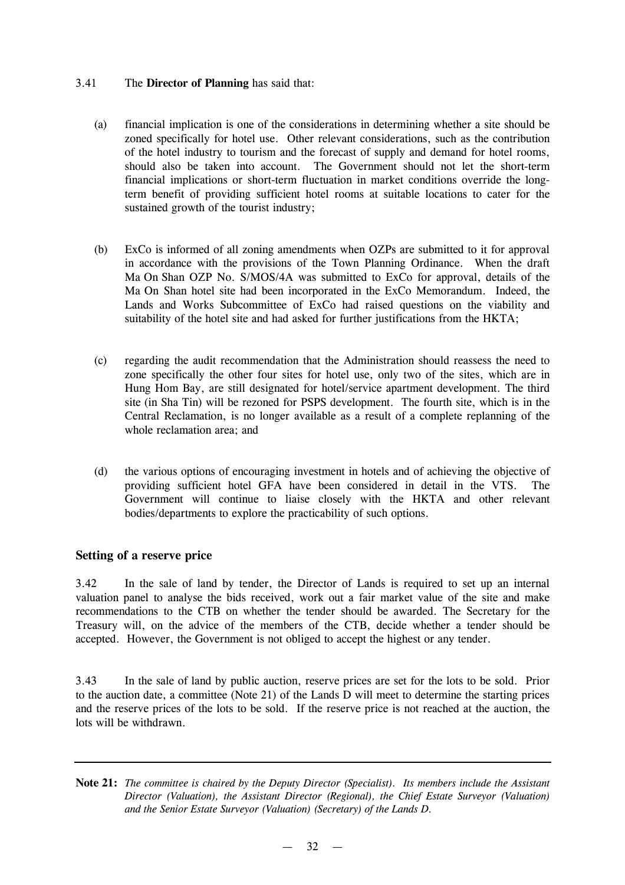3.41 The **Director of Planning** has said that:

(a) financial implication is one of the considerations in determining whether a site should be zoned specifically for hotel use. Other relevant considerations, such as the contribution of the hotel industry to tourism and the forecast of supply and demand for hotel rooms, should also be taken into account. The Government should not let the short-term financial implications or short-term fluctuation in market conditions override the long-term benefit of providing sufficient hotel rooms at suitable locations to cater for the sustained growth of the tourist industry;

(b) ExCo is informed of all zoning amendments when OZPs are submitted to it for approval in accordance with the provisions of the Town Planning Ordinance. When the draft Ma On Shan OZP No. S/MOS/4A was submitted to ExCo for approval, details of the Ma On Shan hotel site had been incorporated in the ExCo Memorandum. Indeed, the Lands and Works Subcommittee of ExCo had raised questions on the viability and suitability of the hotel site and had asked for further justifications from the HKTA;

(c) regarding the audit recommendation that the Administration should reassess the need to zone specifically the other four sites for hotel use, only two of the sites, which are in Hung Hom Bay, are still designated for hotel/service apartment development. The third site (in Sha Tin) will be rezoned for PSPS development. The fourth site, which is in the Central Reclamation, is no longer available as a result of a complete replanning of the whole reclamation area; and

(d) the various options of encouraging investment in hotels and of achieving the objective of providing sufficient hotel GFA have been considered in detail in the VTS. The Government will continue to liaise closely with the HKTA and other relevant bodies/departments to explore the practicability of such options.

## Setting of a reserve price

3.42 In the sale of land by tender, the Director of Lands is required to set up an internal valuation panel to analyse the bids received, work out a fair market value of the site and make recommendations to the CTB on whether the tender should be awarded. The Secretary for the Treasury will, on the advice of the members of the CTB, decide whether a tender should be accepted. However, the Government is not obliged to accept the highest or any tender.

3.43 In the sale of land by public auction, reserve prices are set for the lots to be sold. Prior to the auction date, a committee (Note 21) of the Lands D will meet to determine the starting prices and the reserve prices of the lots to be sold. If the reserve price is not reached at the auction, the lots will be withdrawn.

---

**Note 21:** *The committee is chaired by the Deputy Director (Specialist). Its members include the Assistant Director (Valuation), the Assistant Director (Regional), the Chief Estate Surveyor (Valuation) and the Senior Estate Surveyor (Valuation) (Secretary) of the Lands D.*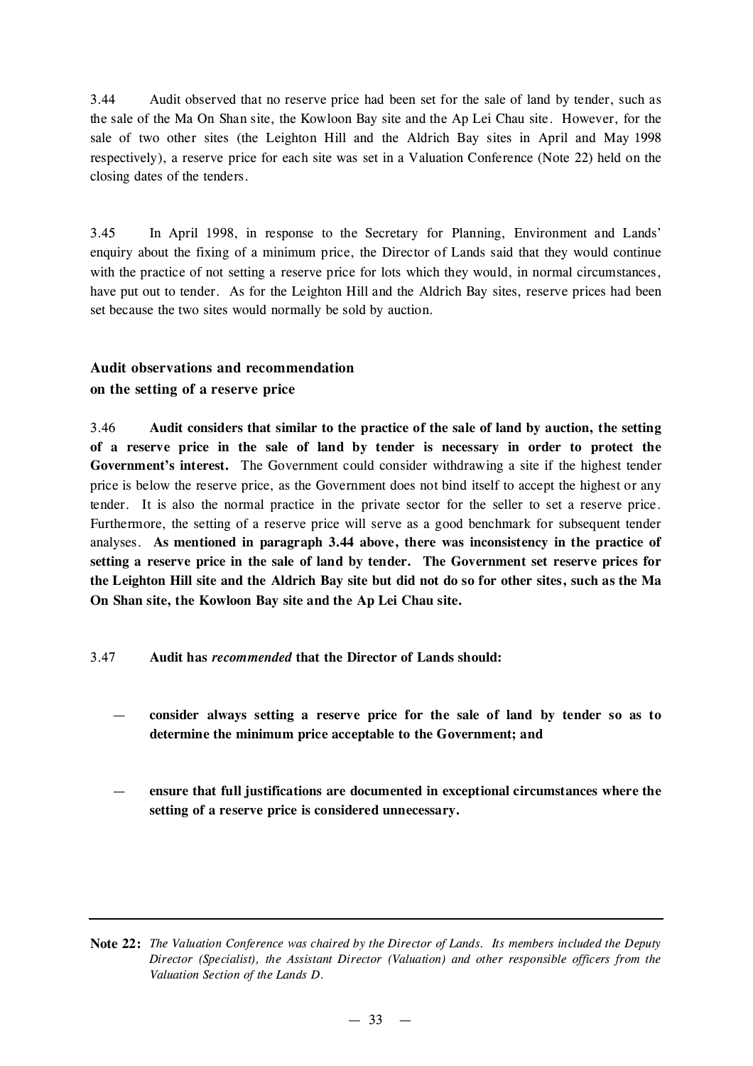3.44 Audit observed that no reserve price had been set for the sale of land by tender, such as the sale of the Ma On Shan site, the Kowloon Bay site and the Ap Lei Chau site. However, for the sale of two other sites (the Leighton Hill and the Aldrich Bay sites in April and May 1998 respectively), a reserve price for each site was set in a Valuation Conference (Note 22) held on the closing dates of the tenders.

3.45 In April 1998, in response to the Secretary for Planning, Environment and Lands' enquiry about the fixing of a minimum price, the Director of Lands said that they would continue with the practice of not setting a reserve price for lots which they would, in normal circumstances, have put out to tender. As for the Leighton Hill and the Aldrich Bay sites, reserve prices had been set because the two sites would normally be sold by auction.

### Audit observations and recommendation on the setting of a reserve price

3.46 **Audit considers that similar to the practice of the sale of land by auction, the setting of a reserve price in the sale of land by tender is necessary in order to protect the Government's interest.** The Government could consider withdrawing a site if the highest tender price is below the reserve price, as the Government does not bind itself to accept the highest or any tender. It is also the normal practice in the private sector for the seller to set a reserve price. Furthermore, the setting of a reserve price will serve as a good benchmark for subsequent tender analyses. **As mentioned in paragraph 3.44 above, there was inconsistency in the practice of setting a reserve price in the sale of land by tender. The Government set reserve prices for the Leighton Hill site and the Aldrich Bay site but did not do so for other sites, such as the Ma On Shan site, the Kowloon Bay site and the Ap Lei Chau site.**

3.47 **Audit has *recommended* that the Director of Lands should:**

— **consider always setting a reserve price for the sale of land by tender so as to determine the minimum price acceptable to the Government; and**

— **ensure that full justifications are documented in exceptional circumstances where the setting of a reserve price is considered unnecessary.**

---

**Note 22:** *The Valuation Conference was chaired by the Director of Lands. Its members included the Deputy Director (Specialist), the Assistant Director (Valuation) and other responsible officers from the Valuation Section of the Lands D.*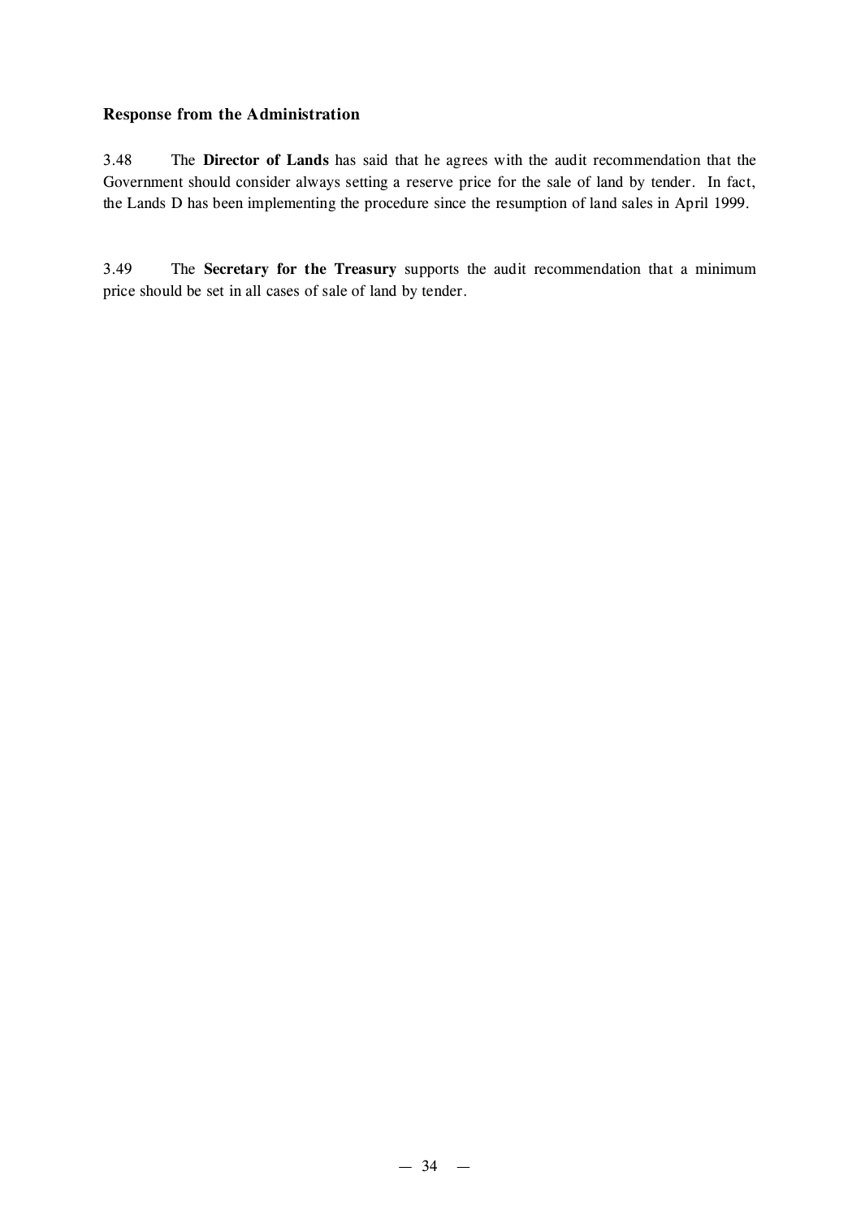### Response from the Administration

3.48 The **Director of Lands** has said that he agrees with the audit recommendation that the Government should consider always setting a reserve price for the sale of land by tender. In fact, the Lands D has been implementing the procedure since the resumption of land sales in April 1999.

3.49 The **Secretary for the Treasury** supports the audit recommendation that a minimum price should be set in all cases of sale of land by tender.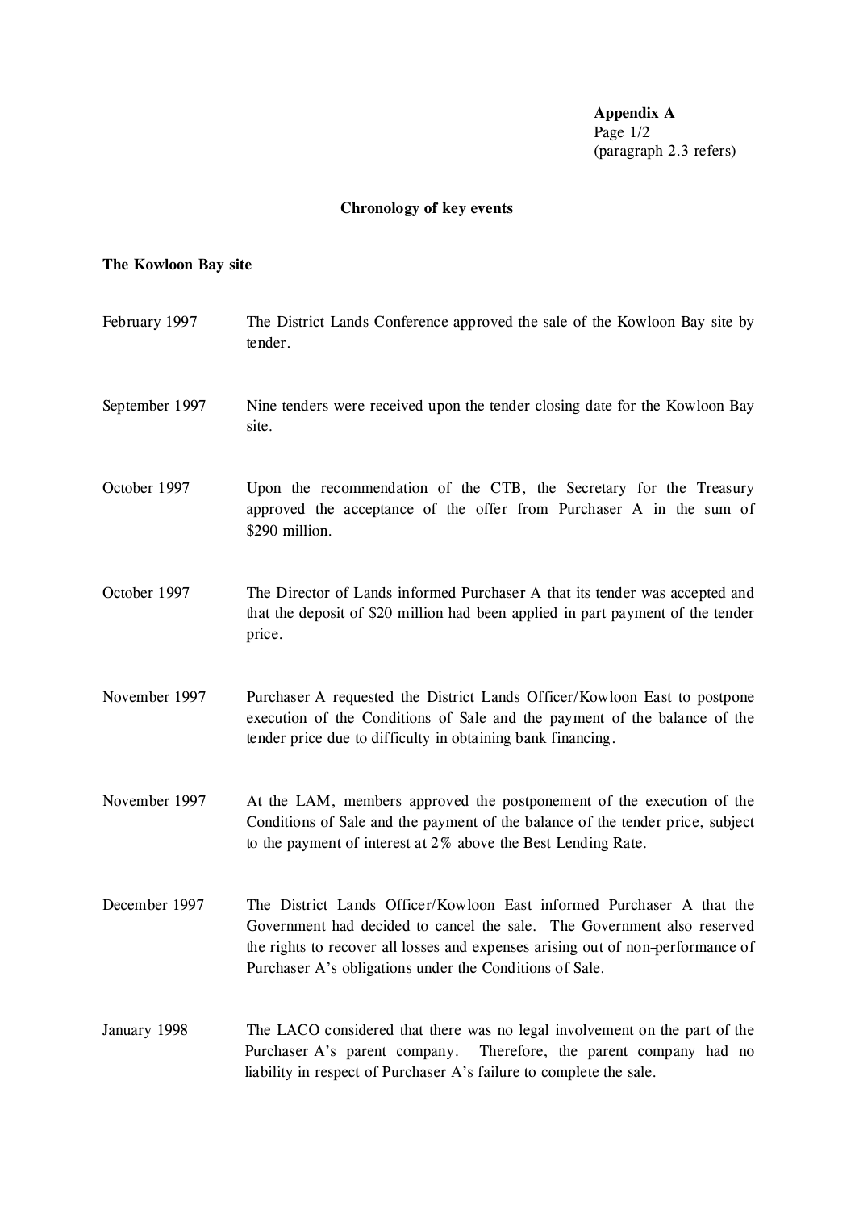**Appendix A**
(paragraph 2.3 refers)

### Chronology of key events

**The Kowloon Bay site**

| | |
|---|---|
| February 1997 | The District Lands Conference approved the sale of the Kowloon Bay site by tender. |
| September 1997 | Nine tenders were received upon the tender closing date for the Kowloon Bay site. |
| October 1997 | Upon the recommendation of the CTB, the Secretary for the Treasury approved the acceptance of the offer from Purchaser A in the sum of $290 million. |
| October 1997 | The Director of Lands informed Purchaser A that its tender was accepted and that the deposit of $20 million had been applied in part payment of the tender price. |
| November 1997 | Purchaser A requested the District Lands Officer/Kowloon East to postpone execution of the Conditions of Sale and the payment of the balance of the tender price due to difficulty in obtaining bank financing. |
| November 1997 | At the LAM, members approved the postponement of the execution of the Conditions of Sale and the payment of the balance of the tender price, subject to the payment of interest at 2% above the Best Lending Rate. |
| December 1997 | The District Lands Officer/Kowloon East informed Purchaser A that the Government had decided to cancel the sale. The Government also reserved the rights to recover all losses and expenses arising out of non-performance of Purchaser A's obligations under the Conditions of Sale. |
| January 1998 | The LACO considered that there was no legal involvement on the part of the Purchaser A's parent company. Therefore, the parent company had no liability in respect of Purchaser A's failure to complete the sale. |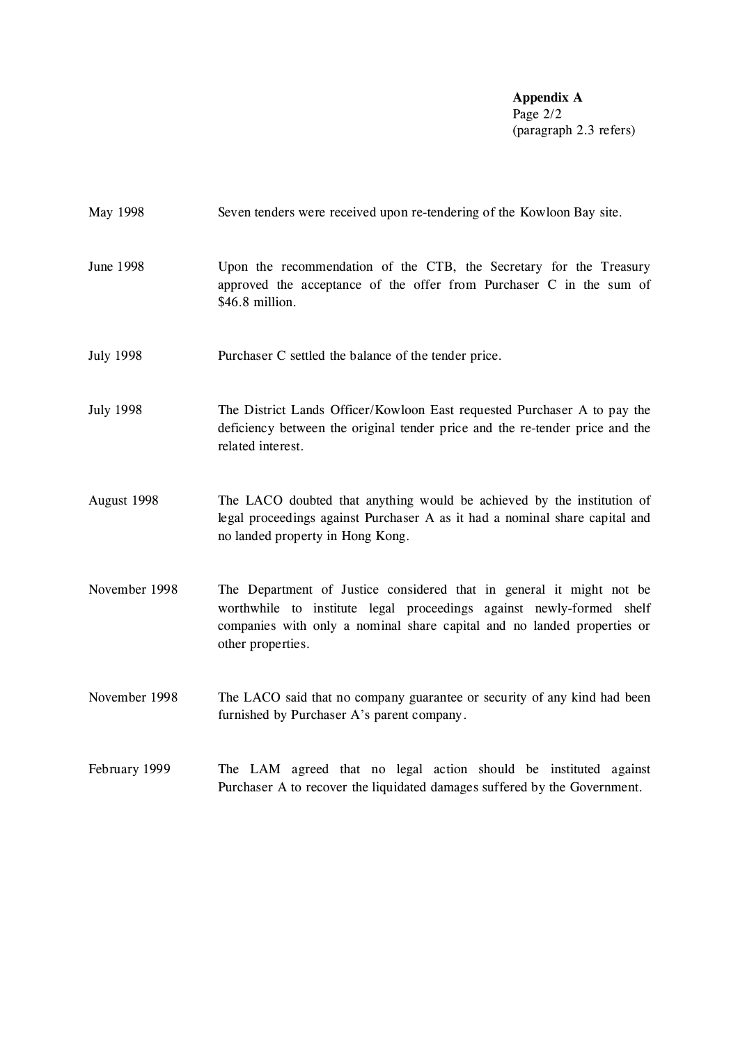**Appendix A**
Page 2/2
(paragraph 2.3 refers)

| | |
|---|---|
| May 1998 | Seven tenders were received upon re-tendering of the Kowloon Bay site. |
| June 1998 | Upon the recommendation of the CTB, the Secretary for the Treasury approved the acceptance of the offer from Purchaser C in the sum of $46.8 million. |
| July 1998 | Purchaser C settled the balance of the tender price. |
| July 1998 | The District Lands Officer/Kowloon East requested Purchaser A to pay the deficiency between the original tender price and the re-tender price and the related interest. |
| August 1998 | The LACO doubted that anything would be achieved by the institution of legal proceedings against Purchaser A as it had a nominal share capital and no landed property in Hong Kong. |
| November 1998 | The Department of Justice considered that in general it might not be worthwhile to institute legal proceedings against newly-formed shelf companies with only a nominal share capital and no landed properties or other properties. |
| November 1998 | The LACO said that no company guarantee or security of any kind had been furnished by Purchaser A's parent company. |
| February 1999 | The LAM agreed that no legal action should be instituted against Purchaser A to recover the liquidated damages suffered by the Government. |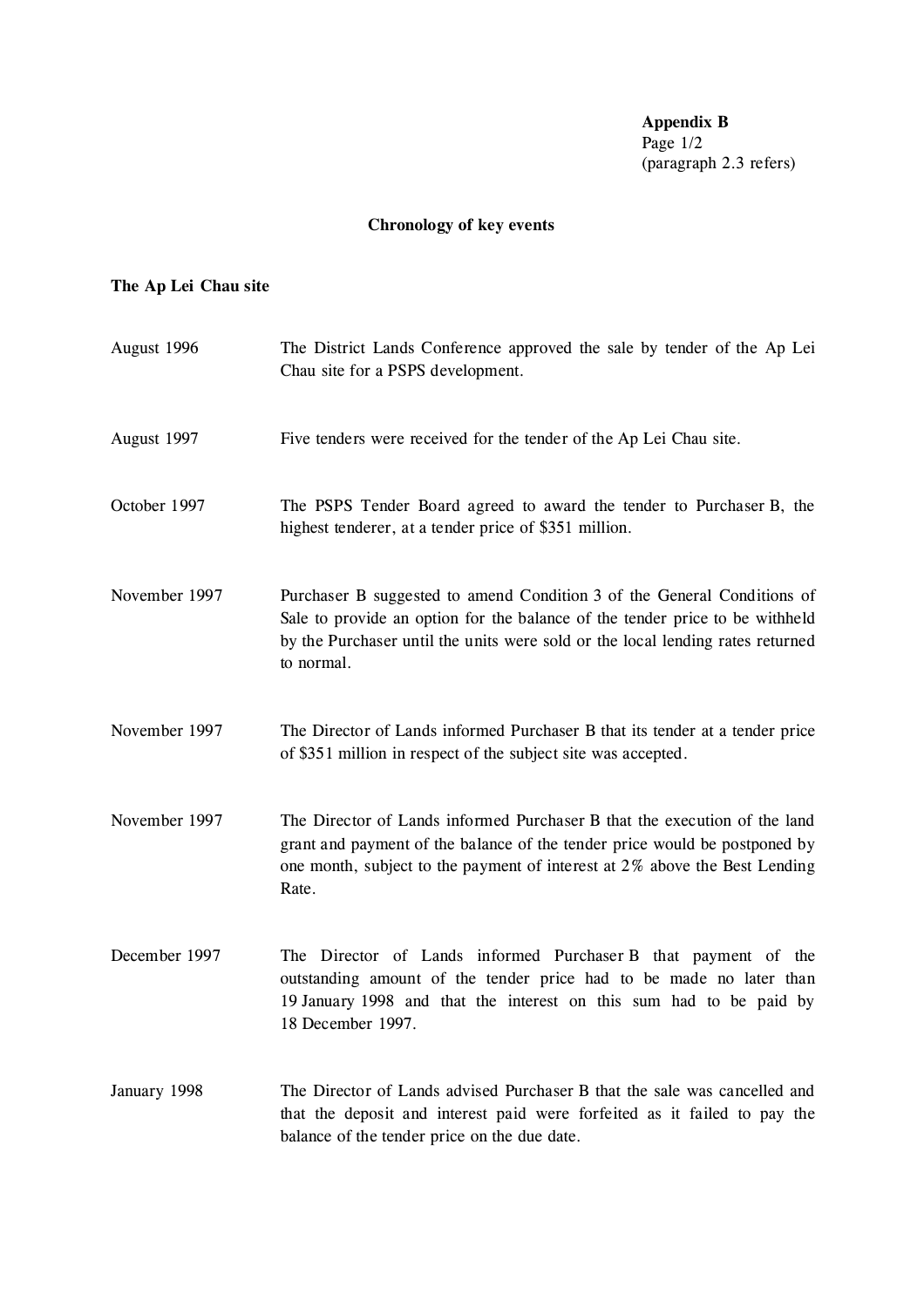**Appendix B**
Page 1/2
(paragraph 2.3 refers)

## Chronology of key events

### The Ap Lei Chau site

| | |
|---|---|
| August 1996 | The District Lands Conference approved the sale by tender of the Ap Lei Chau site for a PSPS development. |
| August 1997 | Five tenders were received for the tender of the Ap Lei Chau site. |
| October 1997 | The PSPS Tender Board agreed to award the tender to Purchaser B, the highest tenderer, at a tender price of $351 million. |
| November 1997 | Purchaser B suggested to amend Condition 3 of the General Conditions of Sale to provide an option for the balance of the tender price to be withheld by the Purchaser until the units were sold or the local lending rates returned to normal. |
| November 1997 | The Director of Lands informed Purchaser B that its tender at a tender price of $351 million in respect of the subject site was accepted. |
| November 1997 | The Director of Lands informed Purchaser B that the execution of the land grant and payment of the balance of the tender price would be postponed by one month, subject to the payment of interest at 2% above the Best Lending Rate. |
| December 1997 | The Director of Lands informed Purchaser B that payment of the outstanding amount of the tender price had to be made no later than 19 January 1998 and that the interest on this sum had to be paid by 18 December 1997. |
| January 1998 | The Director of Lands advised Purchaser B that the sale was cancelled and that the deposit and interest paid were forfeited as it failed to pay the balance of the tender price on the due date. |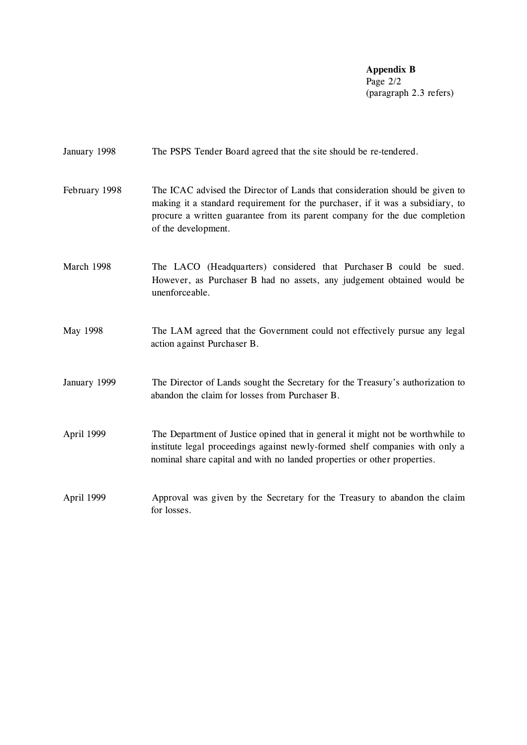**Appendix B**
Page 2/2
(paragraph 2.3 refers)

| | |
|---|---|
| January 1998 | The PSPS Tender Board agreed that the site should be re-tendered. |
| February 1998 | The ICAC advised the Director of Lands that consideration should be given to making it a standard requirement for the purchaser, if it was a subsidiary, to procure a written guarantee from its parent company for the due completion of the development. |
| March 1998 | The LACO (Headquarters) considered that Purchaser B could be sued. However, as Purchaser B had no assets, any judgement obtained would be unenforceable. |
| May 1998 | The LAM agreed that the Government could not effectively pursue any legal action against Purchaser B. |
| January 1999 | The Director of Lands sought the Secretary for the Treasury's authorization to abandon the claim for losses from Purchaser B. |
| April 1999 | The Department of Justice opined that in general it might not be worthwhile to institute legal proceedings against newly-formed shelf companies with only a nominal share capital and with no landed properties or other properties. |
| April 1999 | Approval was given by the Secretary for the Treasury to abandon the claim for losses. |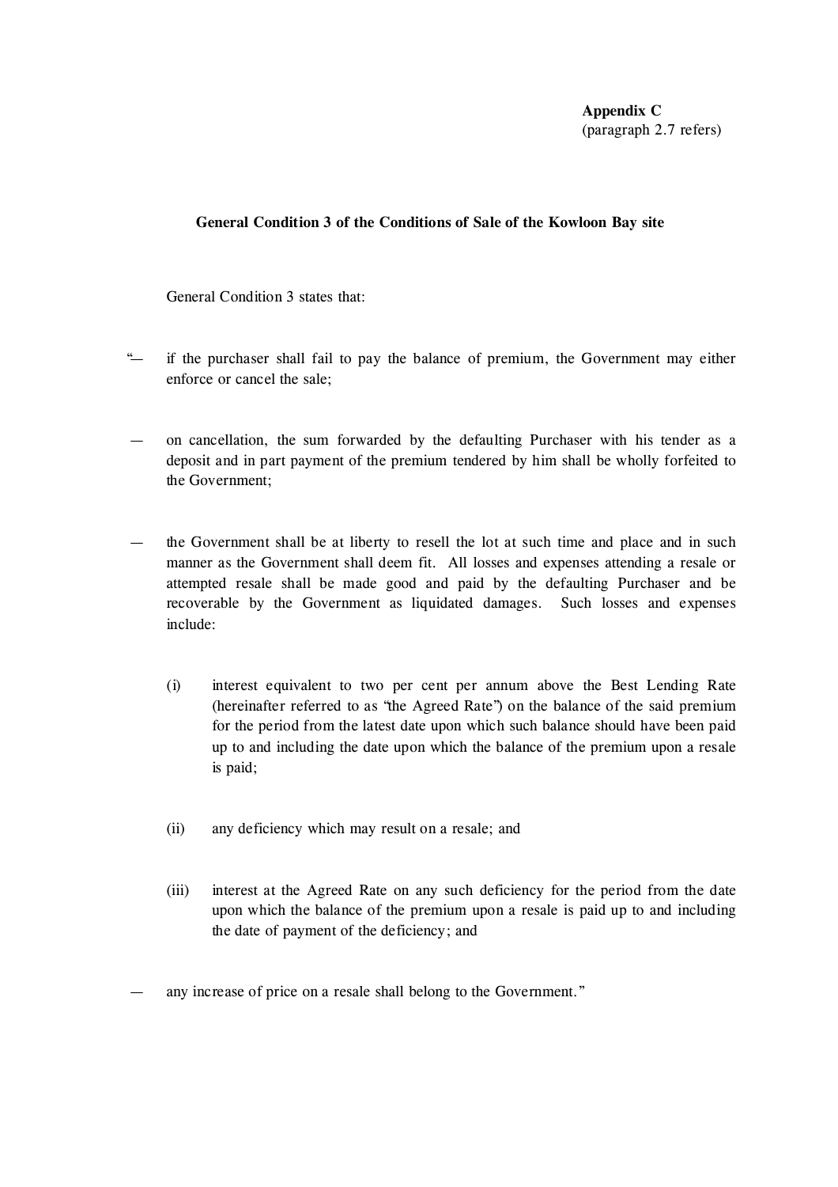**Appendix C**
(paragraph 2.7 refers)

**General Condition 3 of the Conditions of Sale of the Kowloon Bay site**

General Condition 3 states that:

"— if the purchaser shall fail to pay the balance of premium, the Government may either enforce or cancel the sale;

— on cancellation, the sum forwarded by the defaulting Purchaser with his tender as a deposit and in part payment of the premium tendered by him shall be wholly forfeited to the Government;

— the Government shall be at liberty to resell the lot at such time and place and in such manner as the Government shall deem fit. All losses and expenses attending a resale or attempted resale shall be made good and paid by the defaulting Purchaser and be recoverable by the Government as liquidated damages. Such losses and expenses include:

  (i) interest equivalent to two per cent per annum above the Best Lending Rate (hereinafter referred to as "the Agreed Rate") on the balance of the said premium for the period from the latest date upon which such balance should have been paid up to and including the date upon which the balance of the premium upon a resale is paid;

  (ii) any deficiency which may result on a resale; and

  (iii) interest at the Agreed Rate on any such deficiency for the period from the date upon which the balance of the premium upon a resale is paid up to and including the date of payment of the deficiency; and

— any increase of price on a resale shall belong to the Government."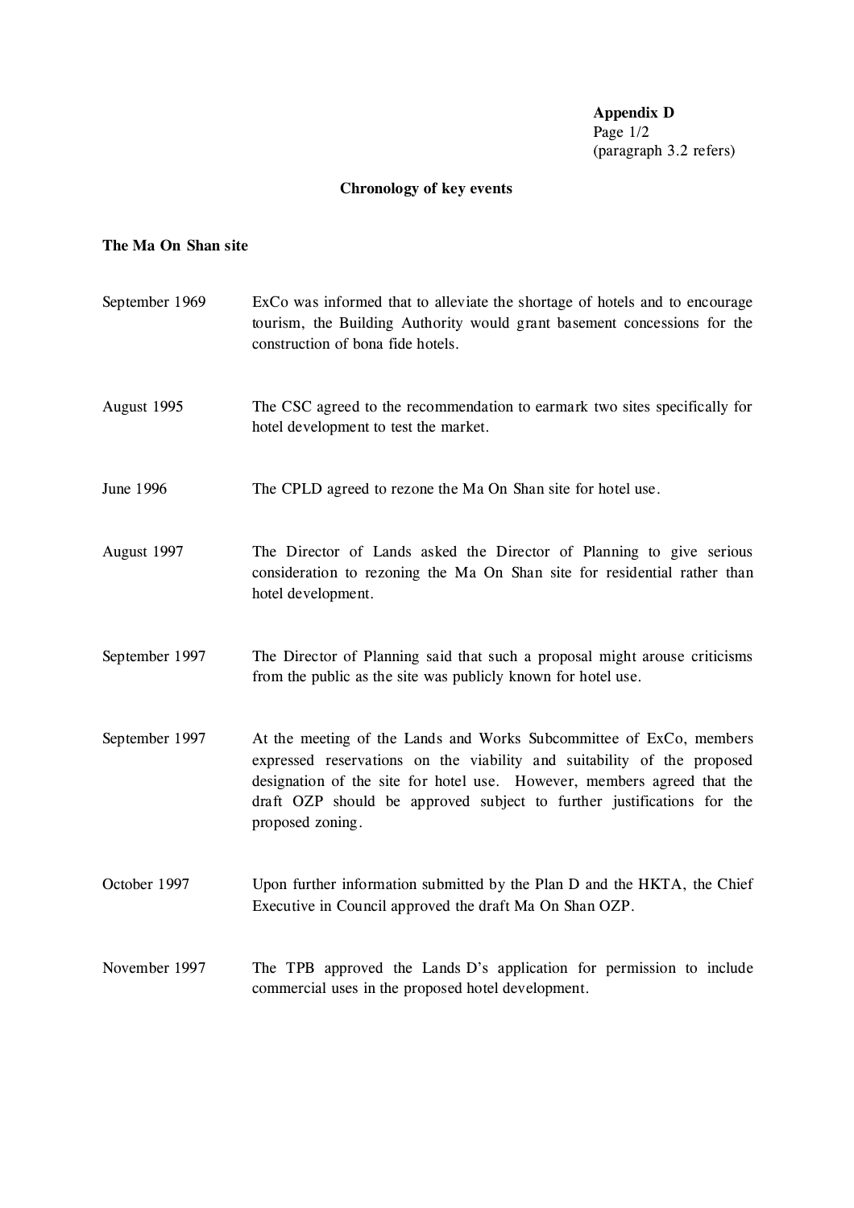**Appendix D**
(paragraph 3.2 refers)

## Chronology of key events

**The Ma On Shan site**

| | |
|---|---|
| September 1969 | ExCo was informed that to alleviate the shortage of hotels and to encourage tourism, the Building Authority would grant basement concessions for the construction of bona fide hotels. |
| August 1995 | The CSC agreed to the recommendation to earmark two sites specifically for hotel development to test the market. |
| June 1996 | The CPLD agreed to rezone the Ma On Shan site for hotel use. |
| August 1997 | The Director of Lands asked the Director of Planning to give serious consideration to rezoning the Ma On Shan site for residential rather than hotel development. |
| September 1997 | The Director of Planning said that such a proposal might arouse criticisms from the public as the site was publicly known for hotel use. |
| September 1997 | At the meeting of the Lands and Works Subcommittee of ExCo, members expressed reservations on the viability and suitability of the proposed designation of the site for hotel use. However, members agreed that the draft OZP should be approved subject to further justifications for the proposed zoning. |
| October 1997 | Upon further information submitted by the Plan D and the HKTA, the Chief Executive in Council approved the draft Ma On Shan OZP. |
| November 1997 | The TPB approved the Lands D's application for permission to include commercial uses in the proposed hotel development. |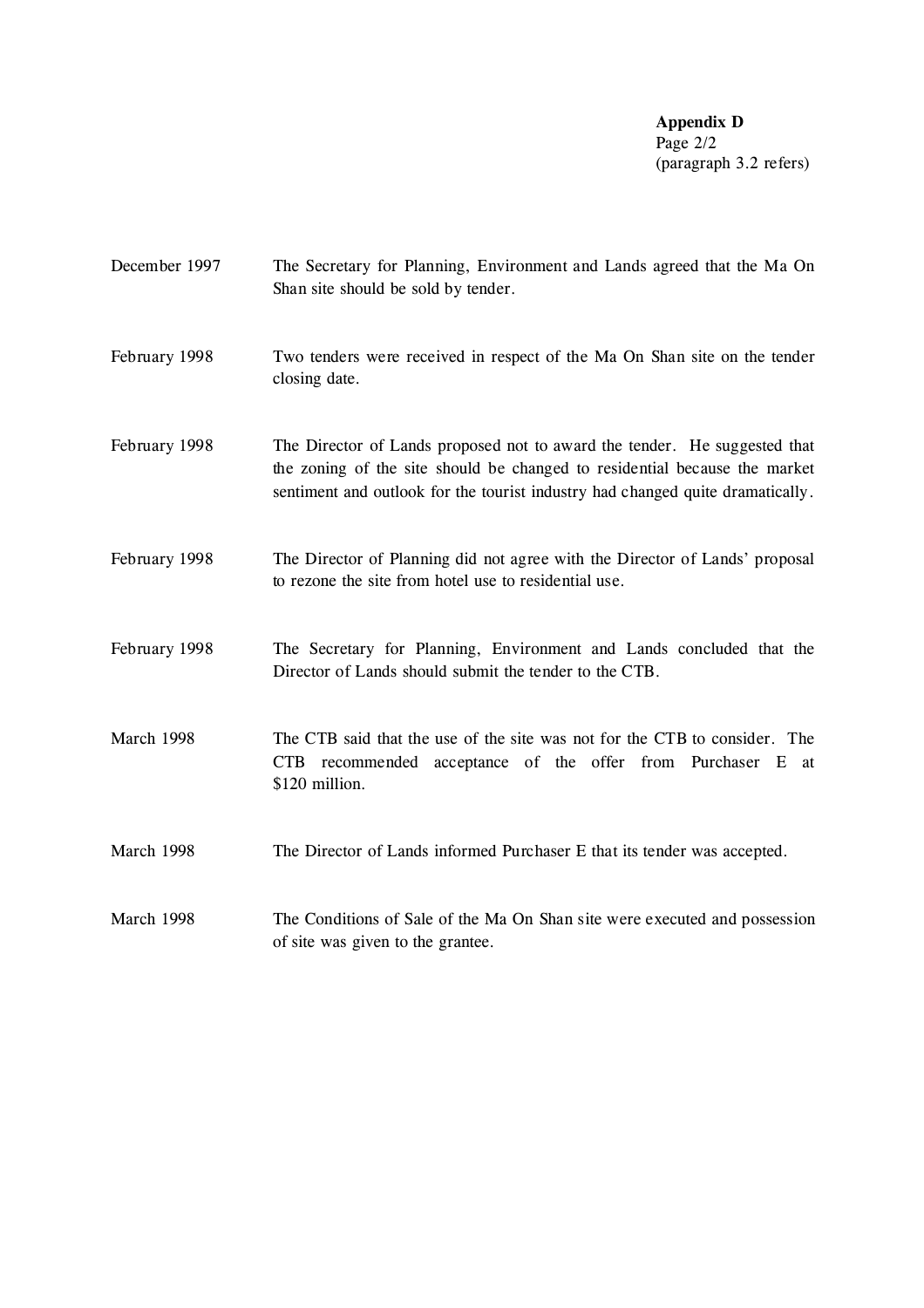**Appendix D**
Page 2/2
(paragraph 3.2 refers)

| | |
|---|---|
| December 1997 | The Secretary for Planning, Environment and Lands agreed that the Ma On Shan site should be sold by tender. |
| February 1998 | Two tenders were received in respect of the Ma On Shan site on the tender closing date. |
| February 1998 | The Director of Lands proposed not to award the tender. He suggested that the zoning of the site should be changed to residential because the market sentiment and outlook for the tourist industry had changed quite dramatically. |
| February 1998 | The Director of Planning did not agree with the Director of Lands' proposal to rezone the site from hotel use to residential use. |
| February 1998 | The Secretary for Planning, Environment and Lands concluded that the Director of Lands should submit the tender to the CTB. |
| March 1998 | The CTB said that the use of the site was not for the CTB to consider. The CTB recommended acceptance of the offer from Purchaser E at $120 million. |
| March 1998 | The Director of Lands informed Purchaser E that its tender was accepted. |
| March 1998 | The Conditions of Sale of the Ma On Shan site were executed and possession of site was given to the grantee. |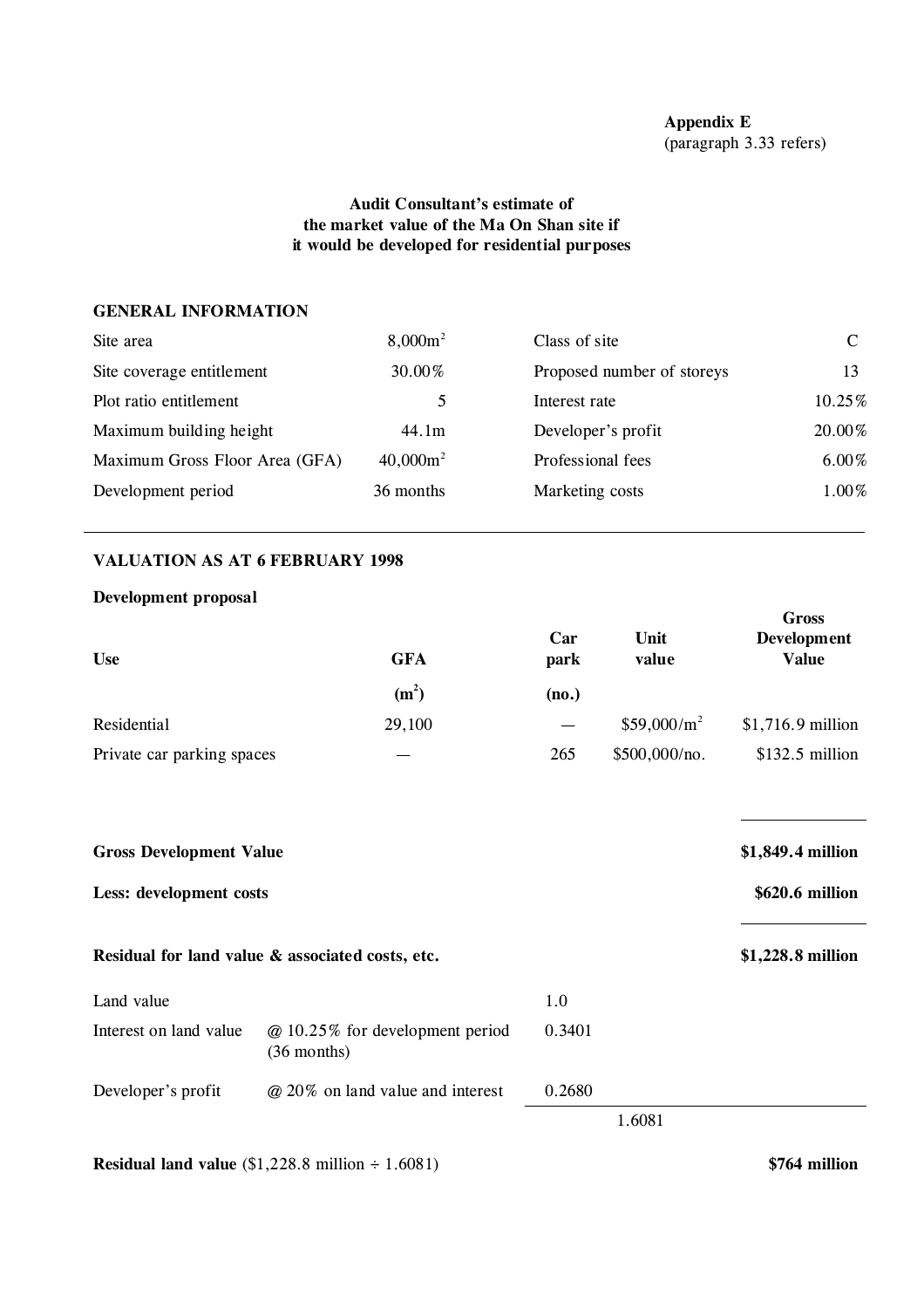**Appendix E**
(paragraph 3.33 refers)

### Audit Consultant's estimate of the market value of the Ma On Shan site if it would be developed for residential purposes

**GENERAL INFORMATION**

| | | | |
|---|---|---|---|
| Site area | $8,000m^2$ | Class of site | C |
| Site coverage entitlement | 30.00% | Proposed number of storeys | 13 |
| Plot ratio entitlement | 5 | Interest rate | 10.25% |
| Maximum building height | 44.1m | Developer's profit | 20.00% |
| Maximum Gross Floor Area (GFA) | $40,000m^2$ | Professional fees | 6.00% |
| Development period | 36 months | Marketing costs | 1.00% |

**VALUATION AS AT 6 FEBRUARY 1998**

**Development proposal**

| Use | GFA ($m^2$) | Car park (no.) | Unit value | Gross Development Value |
|---|---|---|---|---|
| Residential | 29,100 | — | $\$59,000/m^2$ | \$1,716.9 million |
| Private car parking spaces | — | 265 | \$500,000/no. | \$132.5 million |
| **Gross Development Value** | | | | **\$1,849.4 million** |
| **Less: development costs** | | | | **\$620.6 million** |
| **Residual for land value & associated costs, etc.** | | | | **\$1,228.8 million** |

| | | | |
|---|---|---|---|
| Land value | | 1.0 | |
| Interest on land value | @ 10.25% for development period (36 months) | 0.3401 | |
| Developer's profit | @ 20% on land value and interest | 0.2680 | |
| | | | 1.6081 |

**Residual land value** (\$1,228.8 million ÷ 1.6081) **\$764 million**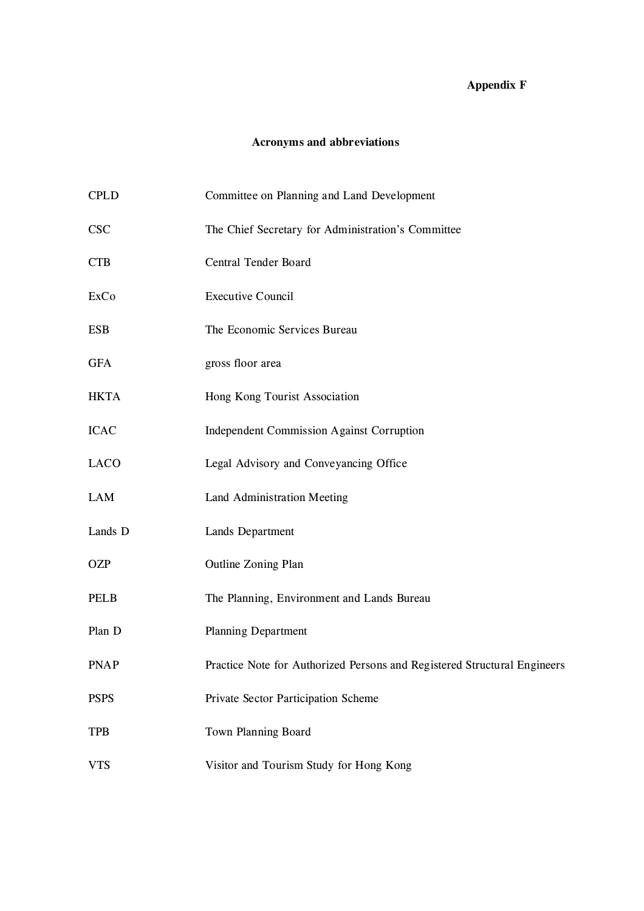**Appendix F**

## Acronyms and abbreviations

| | |
|---|---|
| CPLD | Committee on Planning and Land Development |
| CSC | The Chief Secretary for Administration’s Committee |
| CTB | Central Tender Board |
| ExCo | Executive Council |
| ESB | The Economic Services Bureau |
| GFA | gross floor area |
| HKTA | Hong Kong Tourist Association |
| ICAC | Independent Commission Against Corruption |
| LACO | Legal Advisory and Conveyancing Office |
| LAM | Land Administration Meeting |
| Lands D | Lands Department |
| OZP | Outline Zoning Plan |
| PELB | The Planning, Environment and Lands Bureau |
| Plan D | Planning Department |
| PNAP | Practice Note for Authorized Persons and Registered Structural Engineers |
| PSPS | Private Sector Participation Scheme |
| TPB | Town Planning Board |
| VTS | Visitor and Tourism Study for Hong Kong |